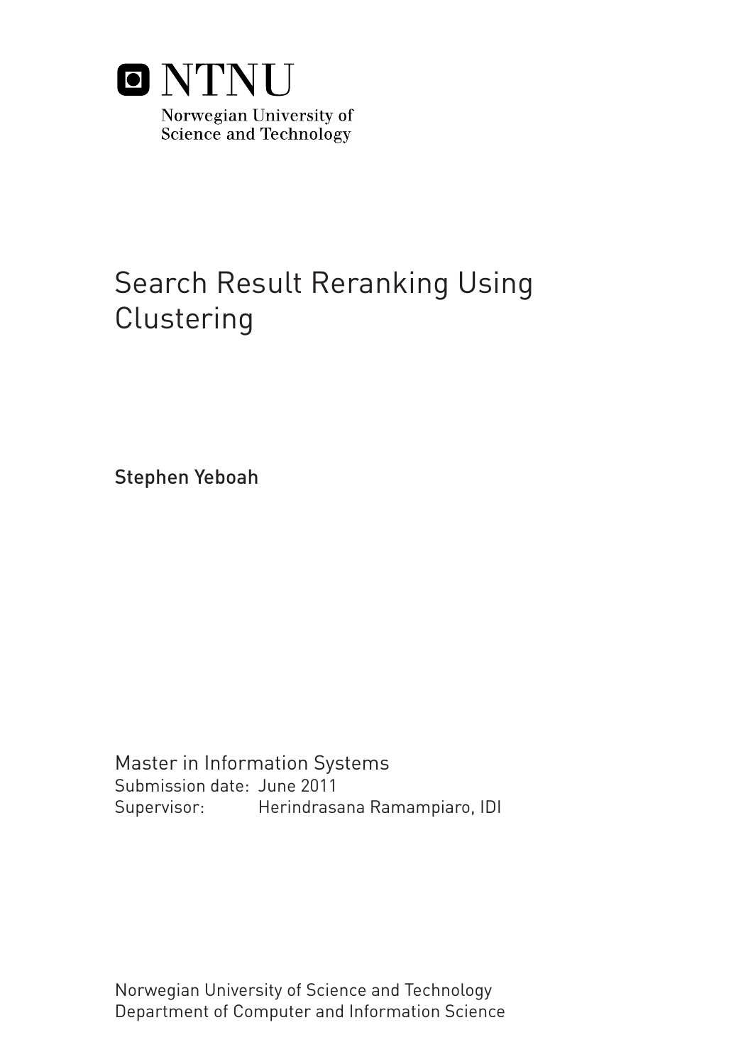NTNU

Norwegian University of Science and Technology

# Search Result Reranking Using Clustering

Stephen Yeboah

Master in Information Systems
Submission date: June 2011
Supervisor: Herindrasana Ramampiaro, IDI

Norwegian University of Science and Technology
Department of Computer and Information Science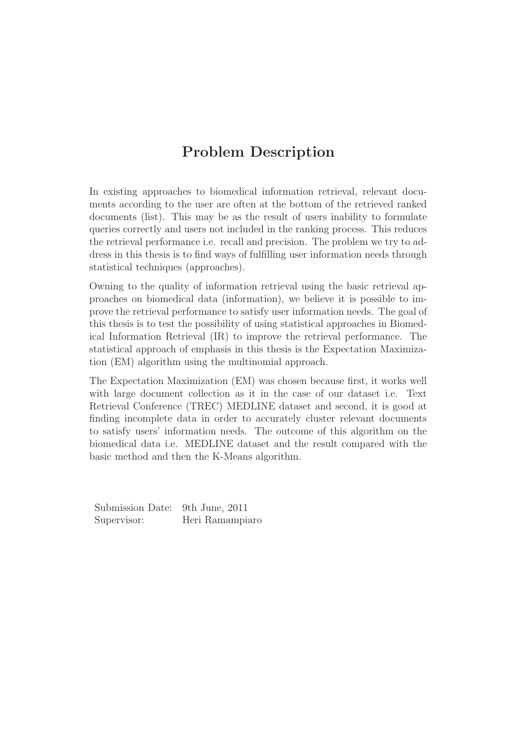# Problem Description

In existing approaches to biomedical information retrieval, relevant documents according to the user are often at the bottom of the retrieved ranked documents (list). This may be as the result of users inability to formulate queries correctly and users not included in the ranking process. This reduces the retrieval performance i.e. recall and precision. The problem we try to address in this thesis is to find ways of fulfilling user information needs through statistical techniques (approaches).

Owning to the quality of information retrieval using the basic retrieval approaches on biomedical data (information), we believe it is possible to improve the retrieval performance to satisfy user information needs. The goal of this thesis is to test the possibility of using statistical approaches in Biomedical Information Retrieval (IR) to improve the retrieval performance. The statistical approach of emphasis in this thesis is the Expectation Maximization (EM) algorithm using the multinomial approach.

The Expectation Maximization (EM) was chosen because first, it works well with large document collection as it in the case of our dataset i.e. Text Retrieval Conference (TREC) MEDLINE dataset and second, it is good at finding incomplete data in order to accurately cluster relevant documents to satisfy users' information needs. The outcome of this algorithm on the biomedical data i.e. MEDLINE dataset and the result compared with the basic method and then the K-Means algorithm.

| | |
|---|---|
| Submission Date: | 9th June, 2011 |
| Supervisor: | Heri Ramampiaro |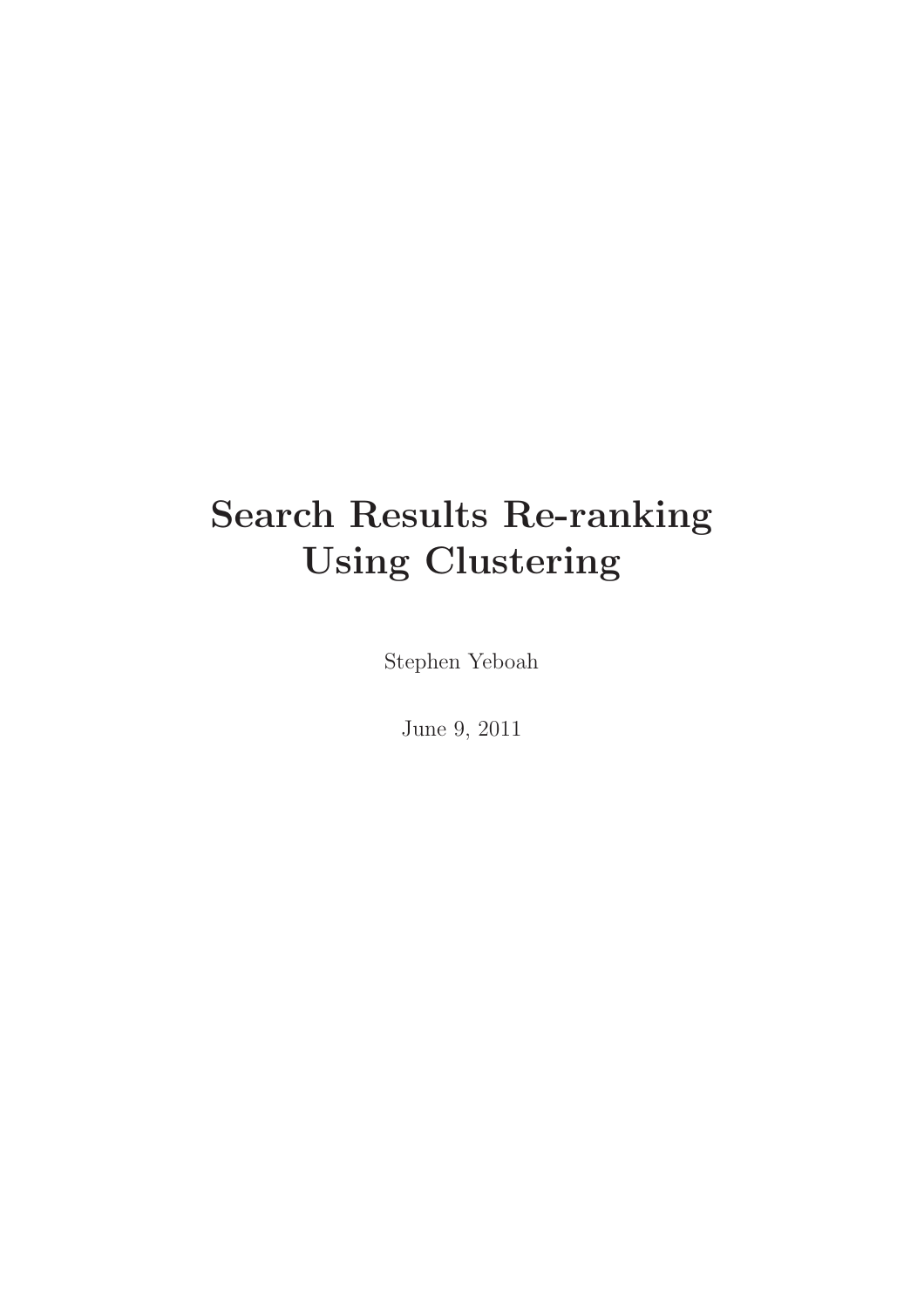# Search Results Re-ranking Using Clustering

Stephen Yeboah

June 9, 2011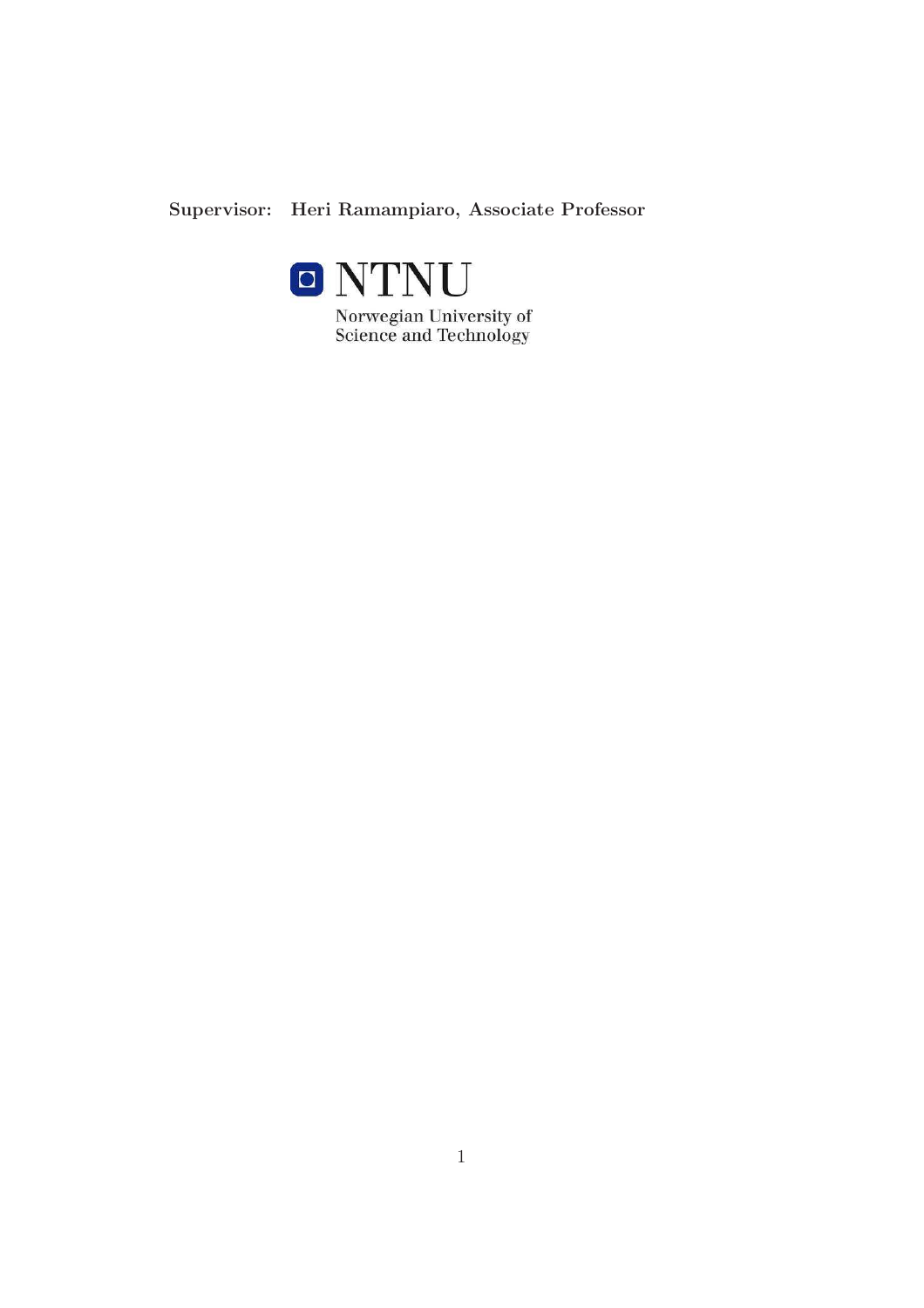**Supervisor: Heri Ramampiaro, Associate Professor**

NTNU

Norwegian University of Science and Technology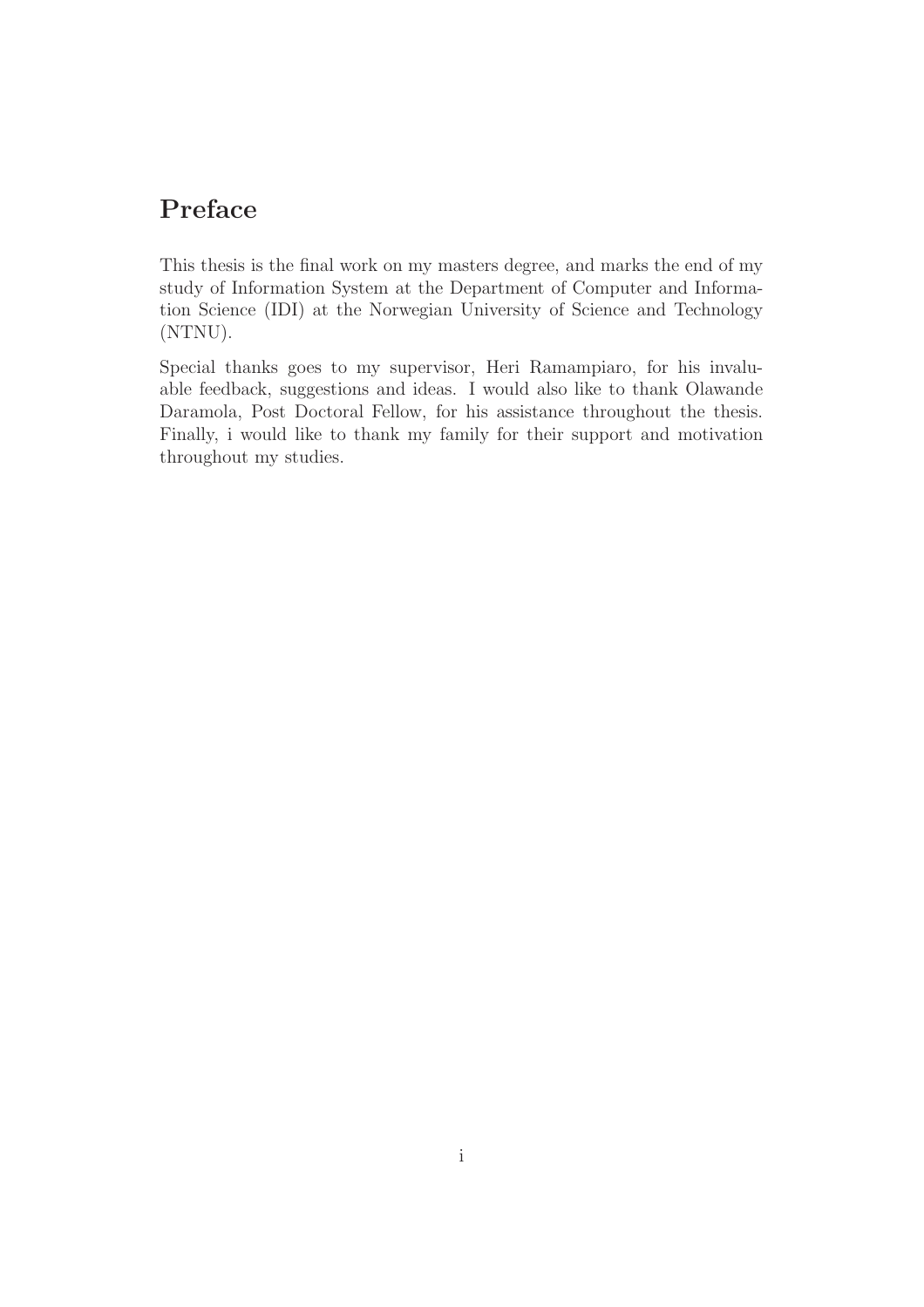# Preface

This thesis is the final work on my masters degree, and marks the end of my study of Information System at the Department of Computer and Information Science (IDI) at the Norwegian University of Science and Technology (NTNU).

Special thanks goes to my supervisor, Heri Ramampiaro, for his invaluable feedback, suggestions and ideas. I would also like to thank Olawande Daramola, Post Doctoral Fellow, for his assistance throughout the thesis. Finally, i would like to thank my family for their support and motivation throughout my studies.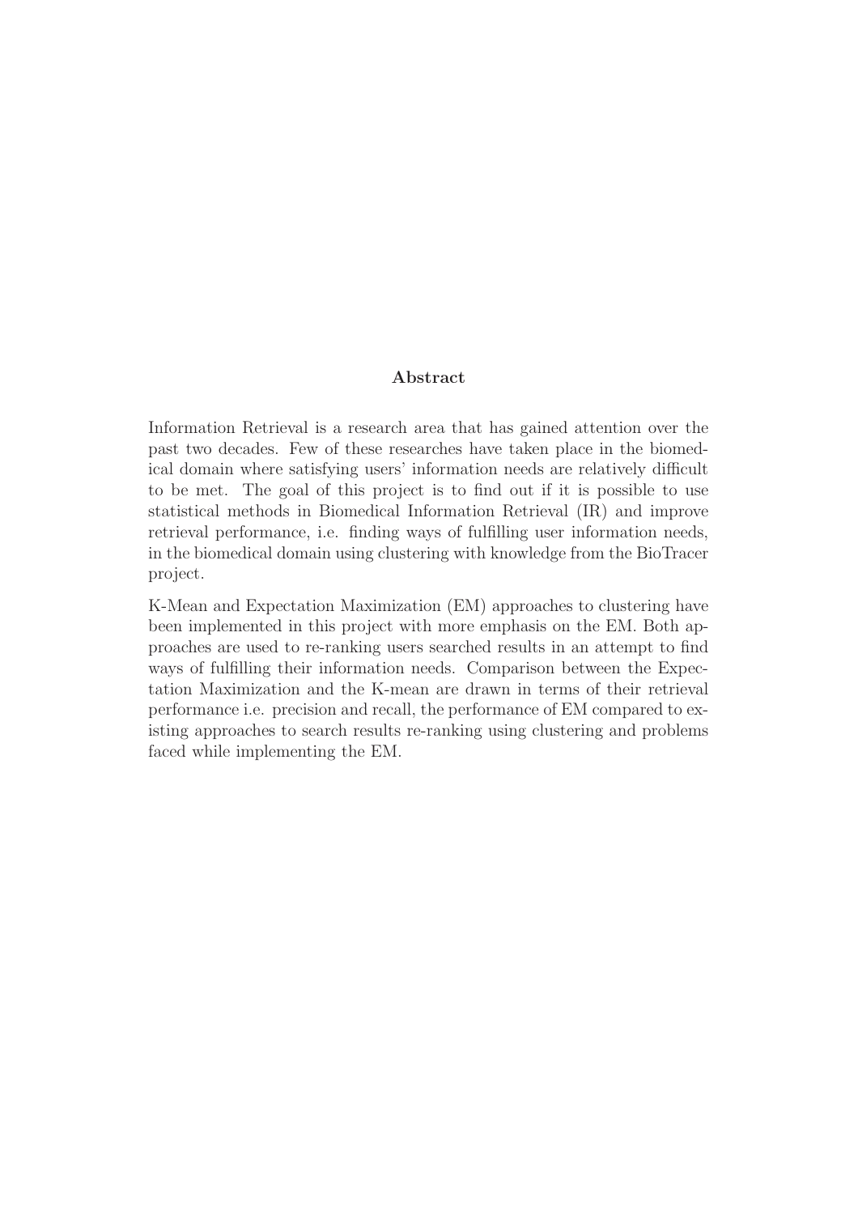## Abstract

Information Retrieval is a research area that has gained attention over the past two decades. Few of these researches have taken place in the biomedical domain where satisfying users' information needs are relatively difficult to be met. The goal of this project is to find out if it is possible to use statistical methods in Biomedical Information Retrieval (IR) and improve retrieval performance, i.e. finding ways of fulfilling user information needs, in the biomedical domain using clustering with knowledge from the BioTracer project.

K-Mean and Expectation Maximization (EM) approaches to clustering have been implemented in this project with more emphasis on the EM. Both approaches are used to re-ranking users searched results in an attempt to find ways of fulfilling their information needs. Comparison between the Expectation Maximization and the K-mean are drawn in terms of their retrieval performance i.e. precision and recall, the performance of EM compared to existing approaches to search results re-ranking using clustering and problems faced while implementing the EM.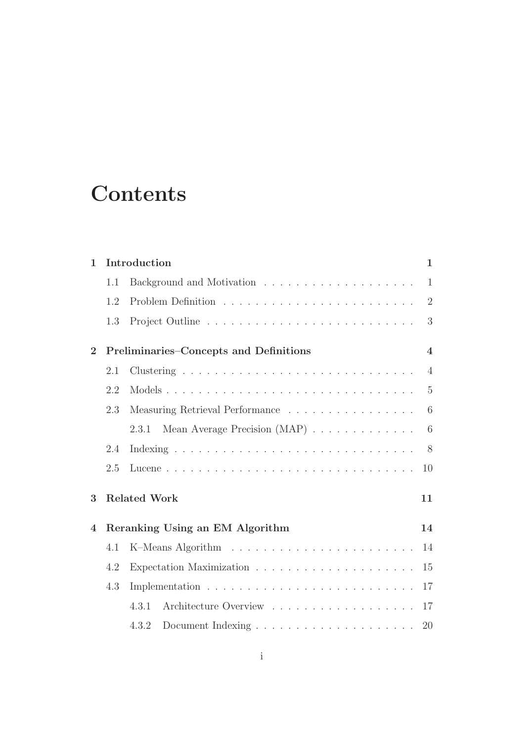# Contents

| | | |
|---|---|---|
| **1** | **Introduction** | **1** |
| 1.1 | Background and Motivation | 1 |
| 1.2 | Problem Definition | 2 |
| 1.3 | Project Outline | 3 |
| **2** | **Preliminaries–Concepts and Definitions** | **4** |
| 2.1 | Clustering | 4 |
| 2.2 | Models | 5 |
| 2.3 | Measuring Retrieval Performance | 6 |
| 2.3.1 | Mean Average Precision (MAP) | 6 |
| 2.4 | Indexing | 8 |
| 2.5 | Lucene | 10 |
| **3** | **Related Work** | **11** |
| **4** | **Reranking Using an EM Algorithm** | **14** |
| 4.1 | K–Means Algorithm | 14 |
| 4.2 | Expectation Maximization | 15 |
| 4.3 | Implementation | 17 |
| 4.3.1 | Architecture Overview | 17 |
| 4.3.2 | Document Indexing | 20 |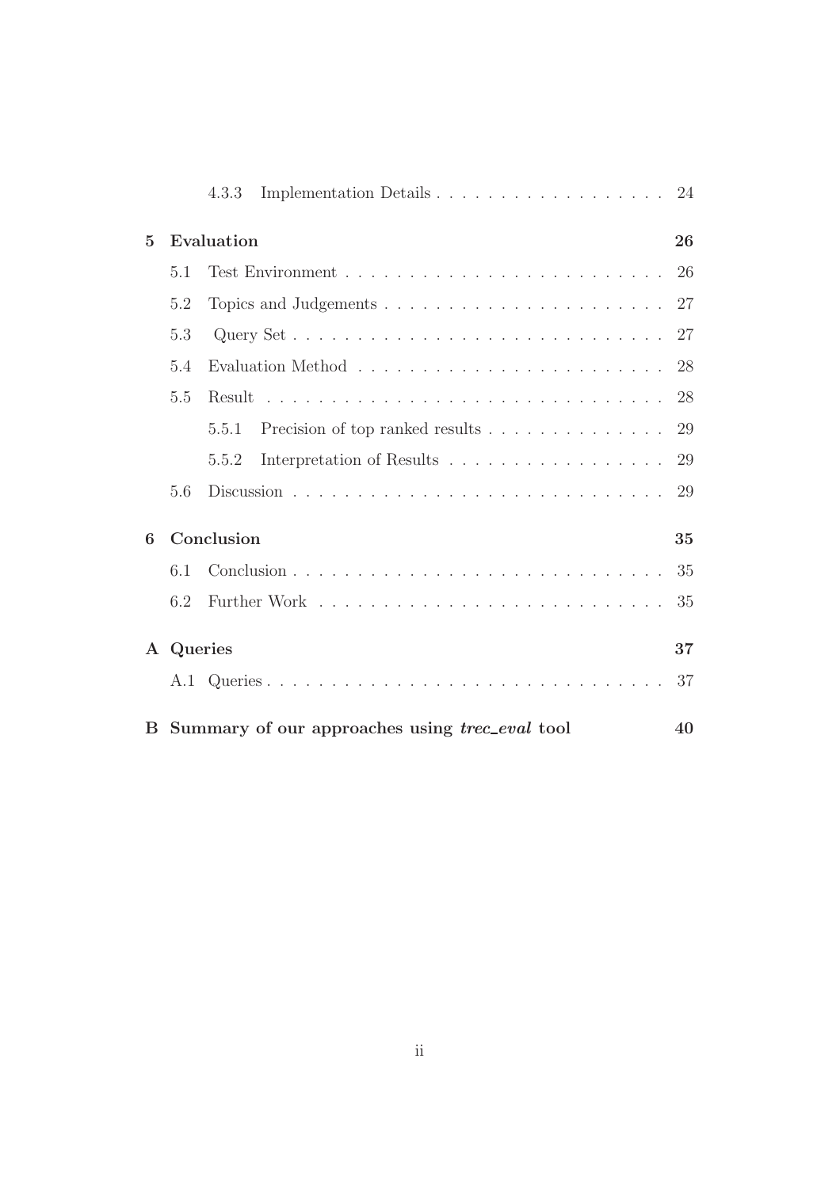4.3.3 Implementation Details . . . . . . . . . . . . . . . . . . . 24

**5 Evaluation** **26**

5.1 Test Environment . . . . . . . . . . . . . . . . . . . . . . . . . 26

5.2 Topics and Judgements . . . . . . . . . . . . . . . . . . . . . . 27

5.3 Query Set . . . . . . . . . . . . . . . . . . . . . . . . . . . . . 27

5.4 Evaluation Method . . . . . . . . . . . . . . . . . . . . . . . . 28

5.5 Result . . . . . . . . . . . . . . . . . . . . . . . . . . . . . . . 28

5.5.1 Precision of top ranked results . . . . . . . . . . . . . . 29

5.5.2 Interpretation of Results . . . . . . . . . . . . . . . . . 29

5.6 Discussion . . . . . . . . . . . . . . . . . . . . . . . . . . . . . 29

**6 Conclusion** **35**

6.1 Conclusion . . . . . . . . . . . . . . . . . . . . . . . . . . . . . 35

6.2 Further Work . . . . . . . . . . . . . . . . . . . . . . . . . . . 35

**A Queries** **37**

A.1 Queries . . . . . . . . . . . . . . . . . . . . . . . . . . . . . . . 37

**B Summary of our approaches using *trec_eval* tool** **40**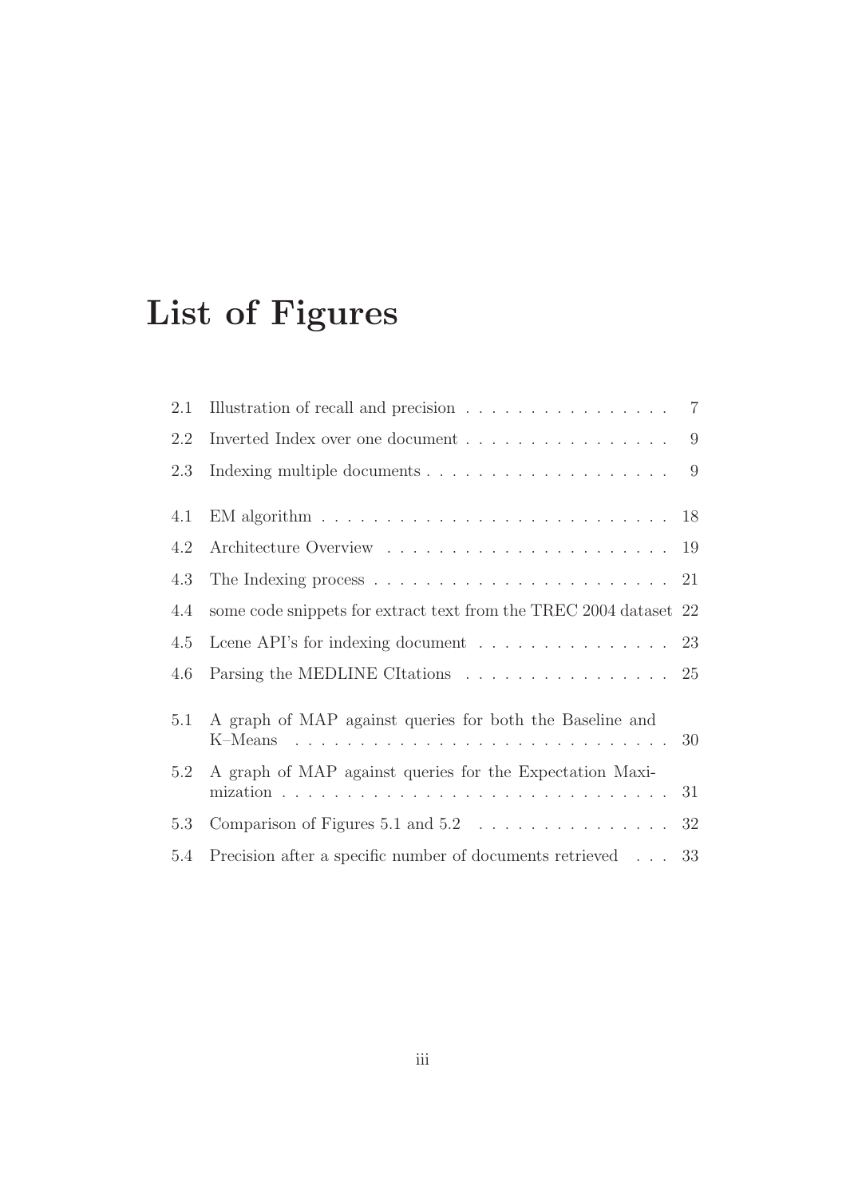# List of Figures

| | | |
|---|---|---|
| 2.1 | Illustration of recall and precision | 7 |
| 2.2 | Inverted Index over one document | 9 |
| 2.3 | Indexing multiple documents | 9 |
| 4.1 | EM algorithm | 18 |
| 4.2 | Architecture Overview | 19 |
| 4.3 | The Indexing process | 21 |
| 4.4 | some code snippets for extract text from the TREC 2004 dataset | 22 |
| 4.5 | Lcene API's for indexing document | 23 |
| 4.6 | Parsing the MEDLINE CItations | 25 |
| 5.1 | A graph of MAP against queries for both the Baseline and K–Means | 30 |
| 5.2 | A graph of MAP against queries for the Expectation Maximization | 31 |
| 5.3 | Comparison of Figures 5.1 and 5.2 | 32 |
| 5.4 | Precision after a specific number of documents retrieved | 33 |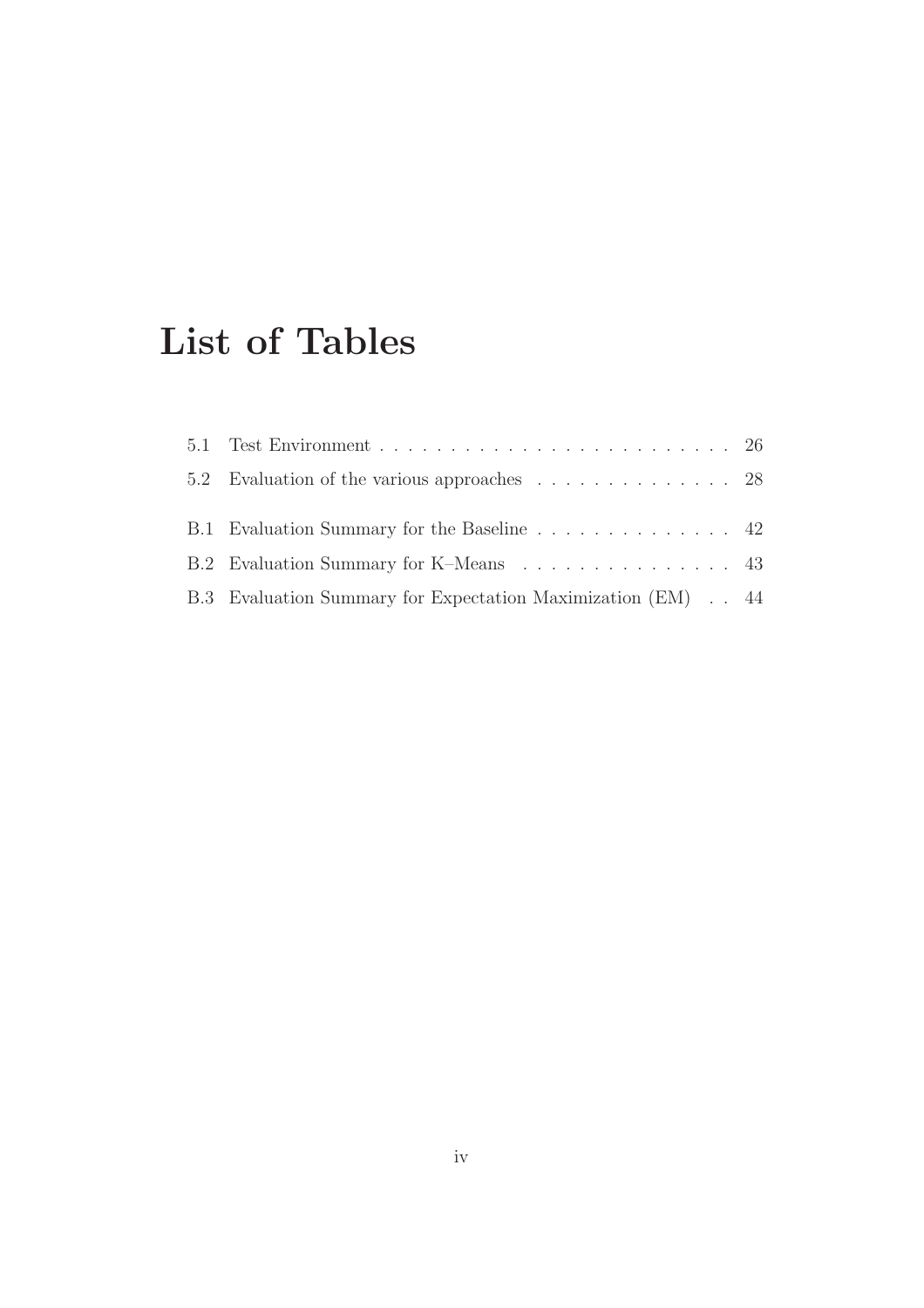# List of Tables

5.1 Test Environment . . . . . . . . . . . . . . . . . . . . . . . . . 26

5.2 Evaluation of the various approaches . . . . . . . . . . . . . . 28

B.1 Evaluation Summary for the Baseline . . . . . . . . . . . . . . 42

B.2 Evaluation Summary for K–Means . . . . . . . . . . . . . . . 43

B.3 Evaluation Summary for Expectation Maximization (EM) . . 44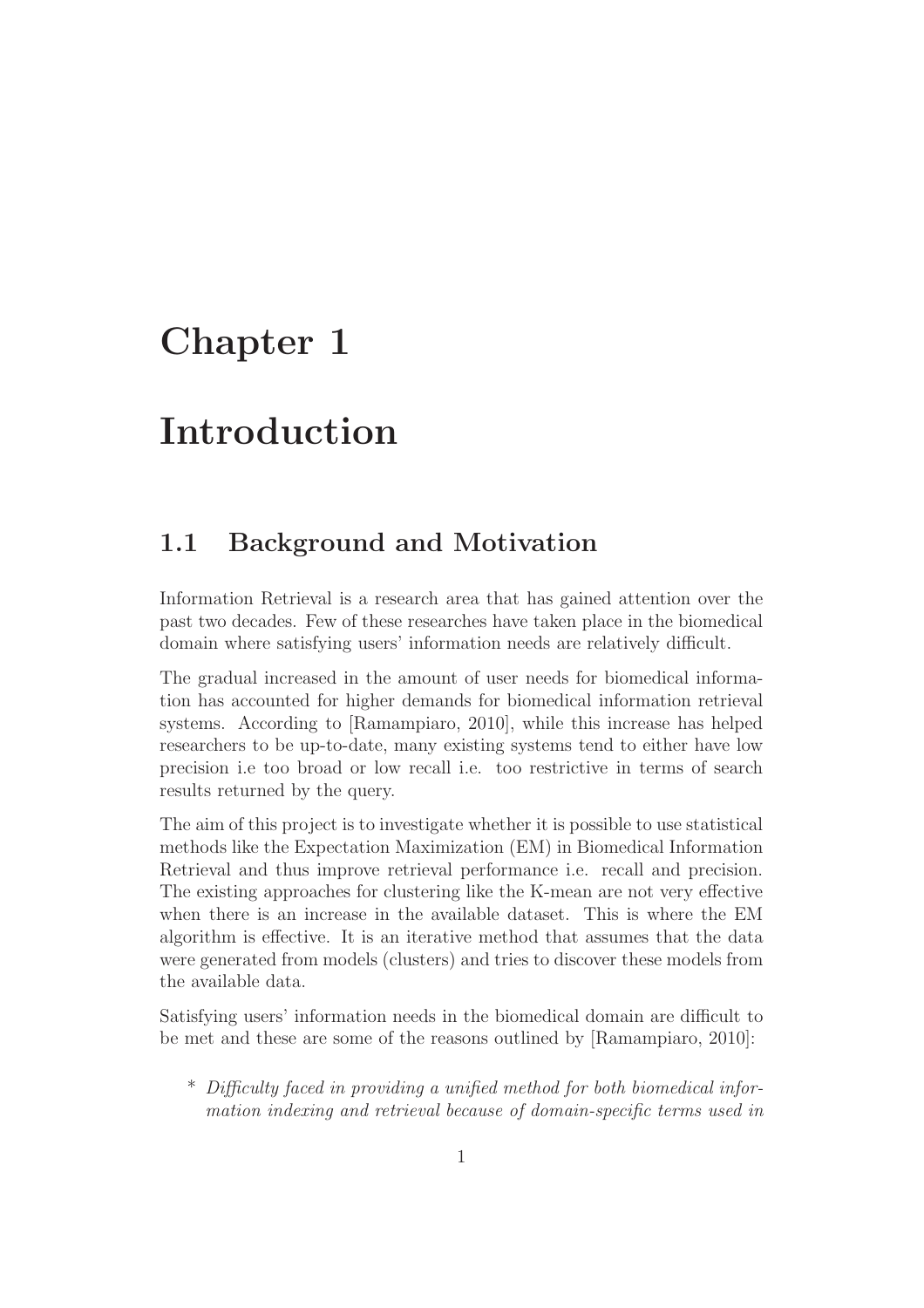# Chapter 1

# Introduction

## 1.1 Background and Motivation

Information Retrieval is a research area that has gained attention over the past two decades. Few of these researches have taken place in the biomedical domain where satisfying users' information needs are relatively difficult.

The gradual increased in the amount of user needs for biomedical information has accounted for higher demands for biomedical information retrieval systems. According to [Ramampiaro, 2010], while this increase has helped researchers to be up-to-date, many existing systems tend to either have low precision i.e too broad or low recall i.e. too restrictive in terms of search results returned by the query.

The aim of this project is to investigate whether it is possible to use statistical methods like the Expectation Maximization (EM) in Biomedical Information Retrieval and thus improve retrieval performance i.e. recall and precision. The existing approaches for clustering like the K-mean are not very effective when there is an increase in the available dataset. This is where the EM algorithm is effective. It is an iterative method that assumes that the data were generated from models (clusters) and tries to discover these models from the available data.

Satisfying users' information needs in the biomedical domain are difficult to be met and these are some of the reasons outlined by [Ramampiaro, 2010]:

* *Difficulty faced in providing a unified method for both biomedical information indexing and retrieval because of domain-specific terms used in*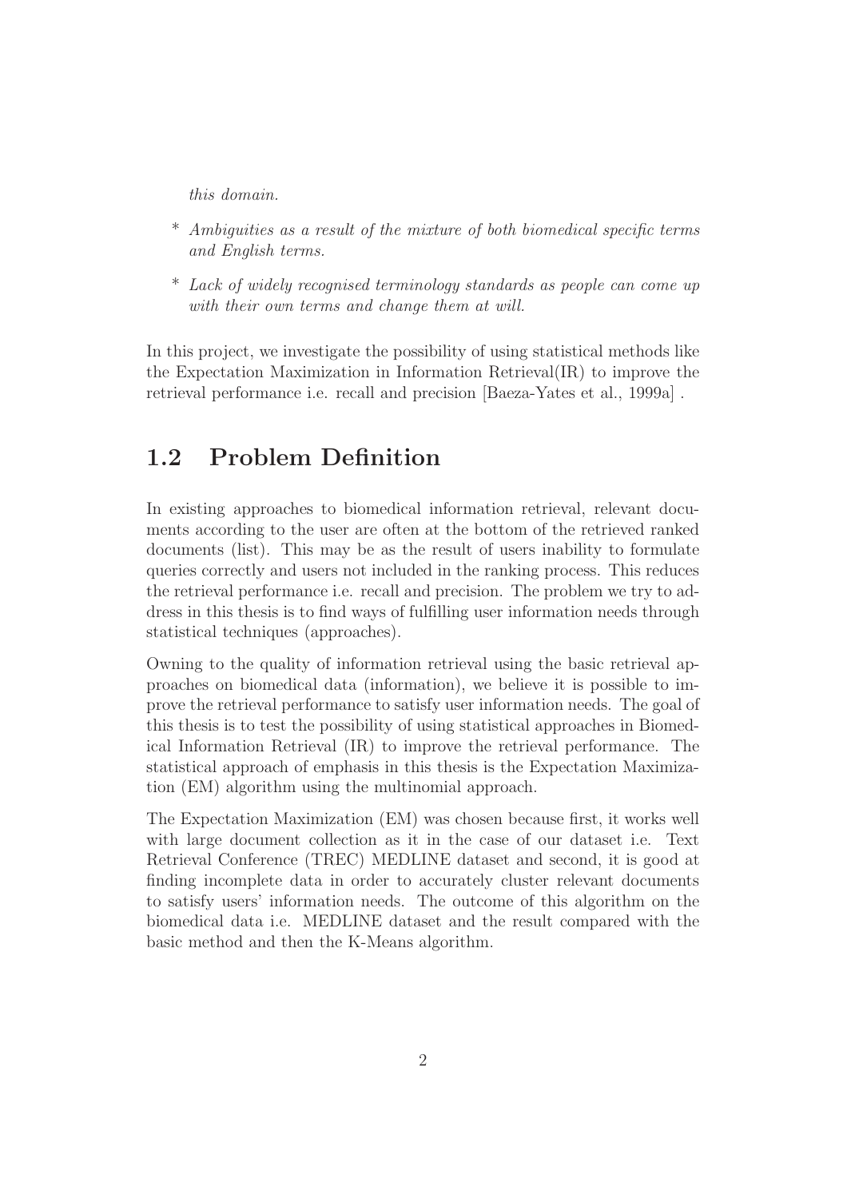*this domain.*

- \* *Ambiguities as a result of the mixture of both biomedical specific terms and English terms.*
- \* *Lack of widely recognised terminology standards as people can come up with their own terms and change them at will.*

In this project, we investigate the possibility of using statistical methods like the Expectation Maximization in Information Retrieval(IR) to improve the retrieval performance i.e. recall and precision [Baeza-Yates et al., 1999a] .

## 1.2 Problem Definition

In existing approaches to biomedical information retrieval, relevant documents according to the user are often at the bottom of the retrieved ranked documents (list). This may be as the result of users inability to formulate queries correctly and users not included in the ranking process. This reduces the retrieval performance i.e. recall and precision. The problem we try to address in this thesis is to find ways of fulfilling user information needs through statistical techniques (approaches).

Owning to the quality of information retrieval using the basic retrieval approaches on biomedical data (information), we believe it is possible to improve the retrieval performance to satisfy user information needs. The goal of this thesis is to test the possibility of using statistical approaches in Biomedical Information Retrieval (IR) to improve the retrieval performance. The statistical approach of emphasis in this thesis is the Expectation Maximization (EM) algorithm using the multinomial approach.

The Expectation Maximization (EM) was chosen because first, it works well with large document collection as it in the case of our dataset i.e. Text Retrieval Conference (TREC) MEDLINE dataset and second, it is good at finding incomplete data in order to accurately cluster relevant documents to satisfy users' information needs. The outcome of this algorithm on the biomedical data i.e. MEDLINE dataset and the result compared with the basic method and then the K-Means algorithm.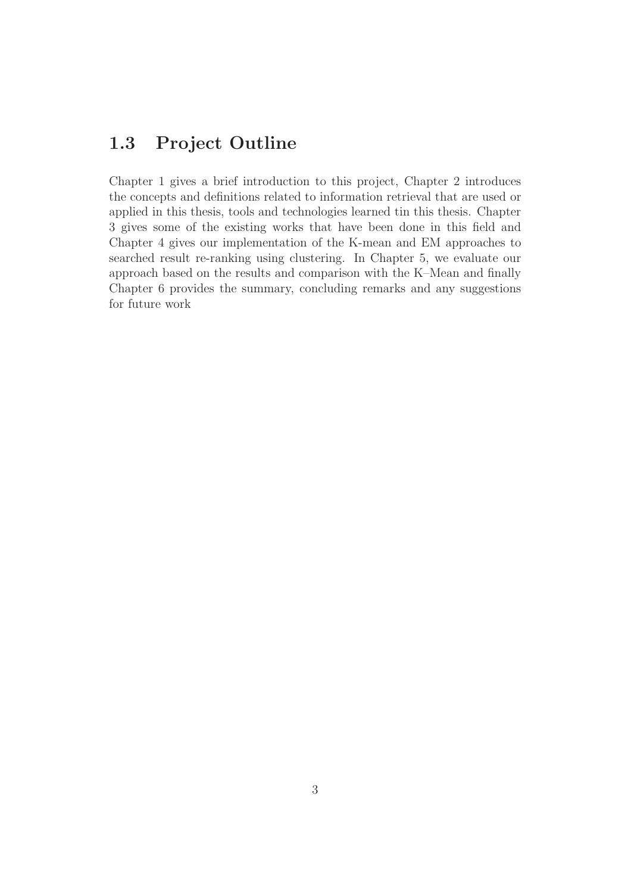## 1.3 Project Outline

Chapter 1 gives a brief introduction to this project, Chapter 2 introduces the concepts and definitions related to information retrieval that are used or applied in this thesis, tools and technologies learned tin this thesis. Chapter 3 gives some of the existing works that have been done in this field and Chapter 4 gives our implementation of the K-mean and EM approaches to searched result re-ranking using clustering. In Chapter 5, we evaluate our approach based on the results and comparison with the K–Mean and finally Chapter 6 provides the summary, concluding remarks and any suggestions for future work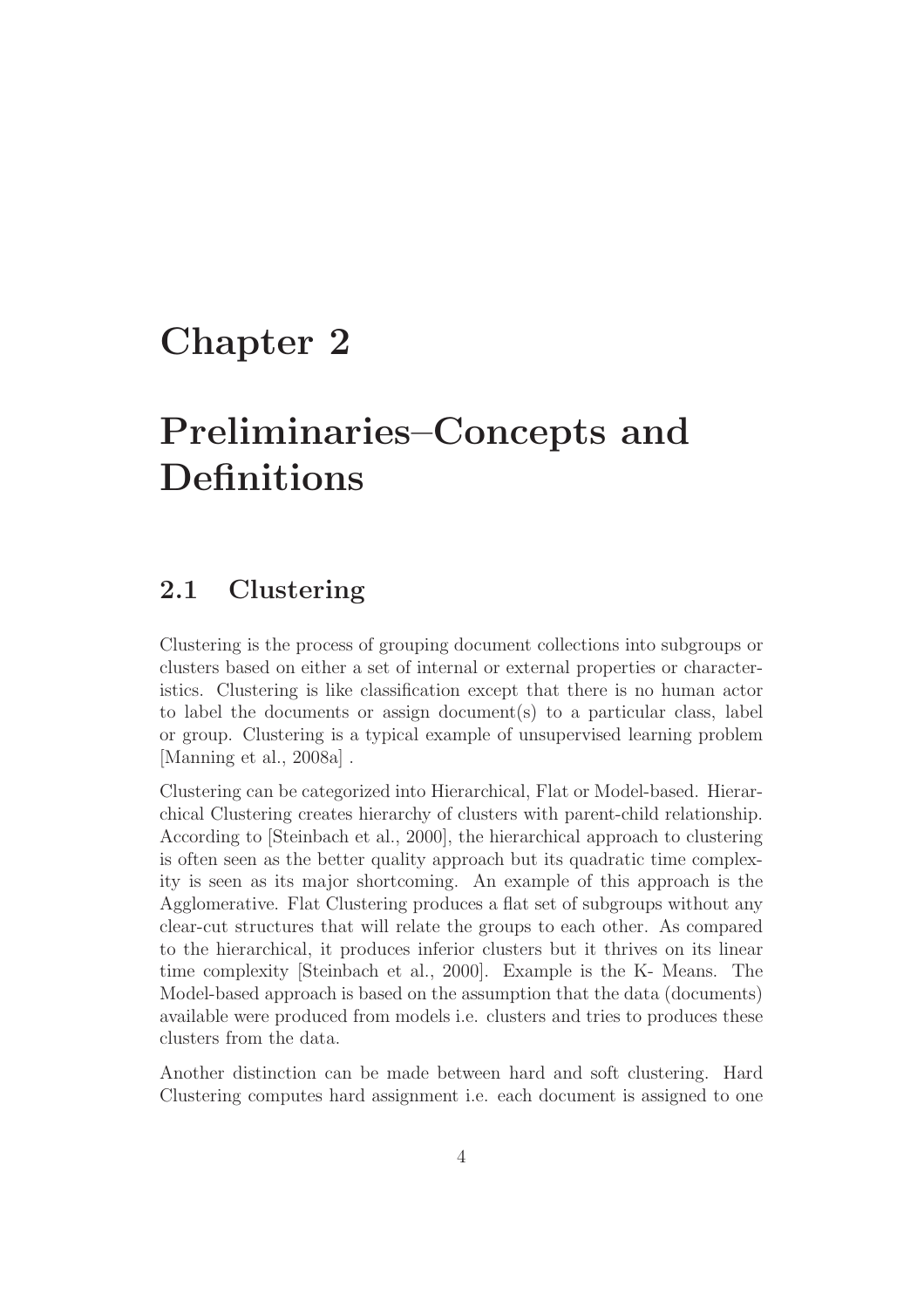# Chapter 2

# Preliminaries–Concepts and Definitions

## 2.1 Clustering

Clustering is the process of grouping document collections into subgroups or clusters based on either a set of internal or external properties or characteristics. Clustering is like classification except that there is no human actor to label the documents or assign document(s) to a particular class, label or group. Clustering is a typical example of unsupervised learning problem [Manning et al., 2008a] .

Clustering can be categorized into Hierarchical, Flat or Model-based. Hierarchical Clustering creates hierarchy of clusters with parent-child relationship. According to [Steinbach et al., 2000], the hierarchical approach to clustering is often seen as the better quality approach but its quadratic time complexity is seen as its major shortcoming. An example of this approach is the Agglomerative. Flat Clustering produces a flat set of subgroups without any clear-cut structures that will relate the groups to each other. As compared to the hierarchical, it produces inferior clusters but it thrives on its linear time complexity [Steinbach et al., 2000]. Example is the K- Means. The Model-based approach is based on the assumption that the data (documents) available were produced from models i.e. clusters and tries to produces these clusters from the data.

Another distinction can be made between hard and soft clustering. Hard Clustering computes hard assignment i.e. each document is assigned to one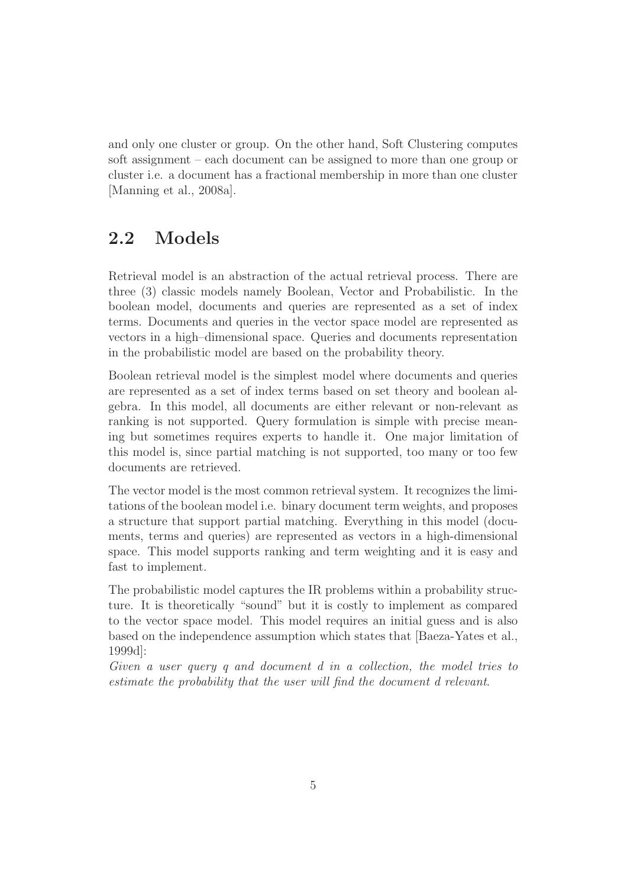and only one cluster or group. On the other hand, Soft Clustering computes soft assignment – each document can be assigned to more than one group or cluster i.e. a document has a fractional membership in more than one cluster [Manning et al., 2008a].

## 2.2 Models

Retrieval model is an abstraction of the actual retrieval process. There are three (3) classic models namely Boolean, Vector and Probabilistic. In the boolean model, documents and queries are represented as a set of index terms. Documents and queries in the vector space model are represented as vectors in a high–dimensional space. Queries and documents representation in the probabilistic model are based on the probability theory.

Boolean retrieval model is the simplest model where documents and queries are represented as a set of index terms based on set theory and boolean algebra. In this model, all documents are either relevant or non-relevant as ranking is not supported. Query formulation is simple with precise meaning but sometimes requires experts to handle it. One major limitation of this model is, since partial matching is not supported, too many or too few documents are retrieved.

The vector model is the most common retrieval system. It recognizes the limitations of the boolean model i.e. binary document term weights, and proposes a structure that support partial matching. Everything in this model (documents, terms and queries) are represented as vectors in a high-dimensional space. This model supports ranking and term weighting and it is easy and fast to implement.

The probabilistic model captures the IR problems within a probability structure. It is theoretically "sound" but it is costly to implement as compared to the vector space model. This model requires an initial guess and is also based on the independence assumption which states that [Baeza-Yates et al., 1999d]:

*Given a user query q and document d in a collection, the model tries to estimate the probability that the user will find the document d relevant.*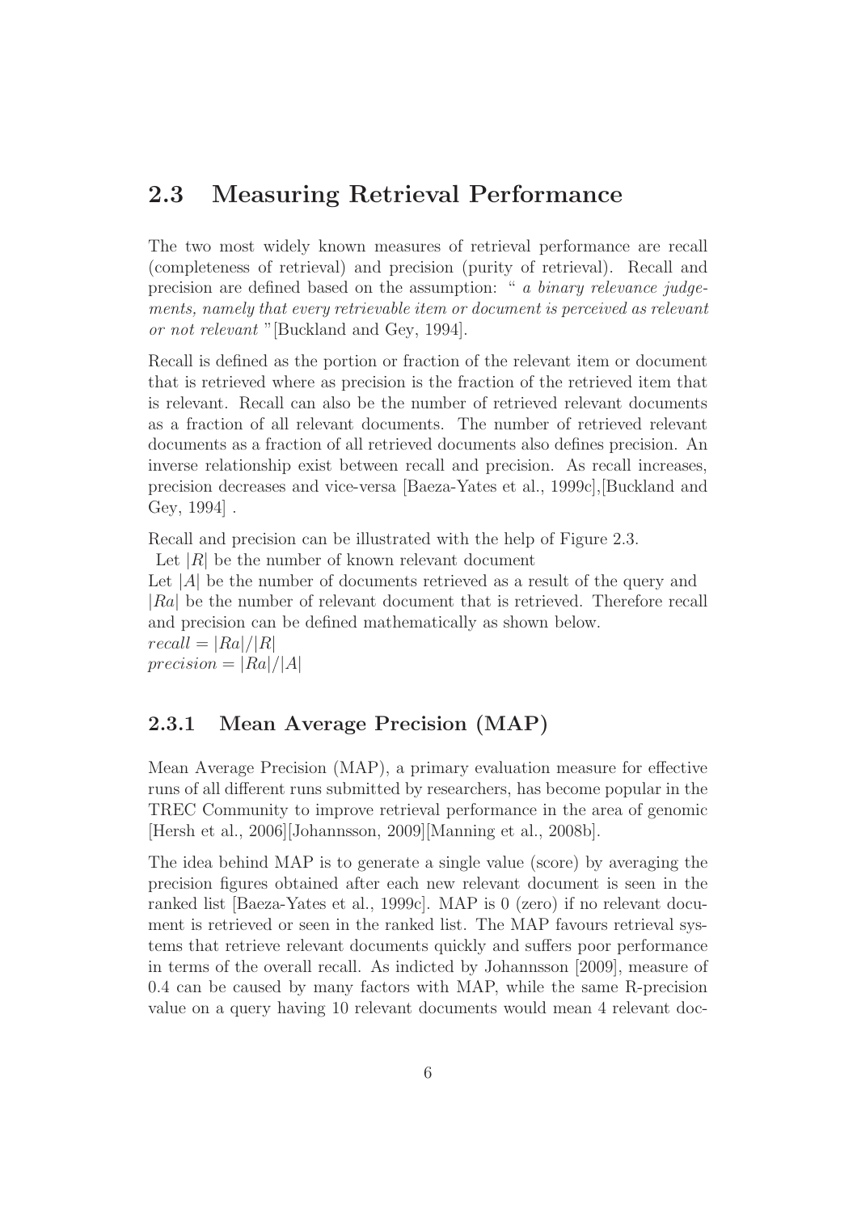## 2.3 Measuring Retrieval Performance

The two most widely known measures of retrieval performance are recall (completeness of retrieval) and precision (purity of retrieval). Recall and precision are defined based on the assumption: " *a binary relevance judgements, namely that every retrievable item or document is perceived as relevant or not relevant* "[Buckland and Gey, 1994].

Recall is defined as the portion or fraction of the relevant item or document that is retrieved where as precision is the fraction of the retrieved item that is relevant. Recall can also be the number of retrieved relevant documents as a fraction of all relevant documents. The number of retrieved relevant documents as a fraction of all retrieved documents also defines precision. An inverse relationship exist between recall and precision. As recall increases, precision decreases and vice-versa [Baeza-Yates et al., 1999c],[Buckland and Gey, 1994] .

Recall and precision can be illustrated with the help of Figure 2.3.
Let $|R|$ be the number of known relevant document
Let $|A|$ be the number of documents retrieved as a result of the query and $|Ra|$ be the number of relevant document that is retrieved. Therefore recall and precision can be defined mathematically as shown below.
$recall = |Ra|/|R|$
$precision = |Ra|/|A|$

### 2.3.1 Mean Average Precision (MAP)

Mean Average Precision (MAP), a primary evaluation measure for effective runs of all different runs submitted by researchers, has become popular in the TREC Community to improve retrieval performance in the area of genomic [Hersh et al., 2006][Johannsson, 2009][Manning et al., 2008b].

The idea behind MAP is to generate a single value (score) by averaging the precision figures obtained after each new relevant document is seen in the ranked list [Baeza-Yates et al., 1999c]. MAP is 0 (zero) if no relevant document is retrieved or seen in the ranked list. The MAP favours retrieval systems that retrieve relevant documents quickly and suffers poor performance in terms of the overall recall. As indicted by Johannsson [2009], measure of 0.4 can be caused by many factors with MAP, while the same R-precision value on a query having 10 relevant documents would mean 4 relevant doc-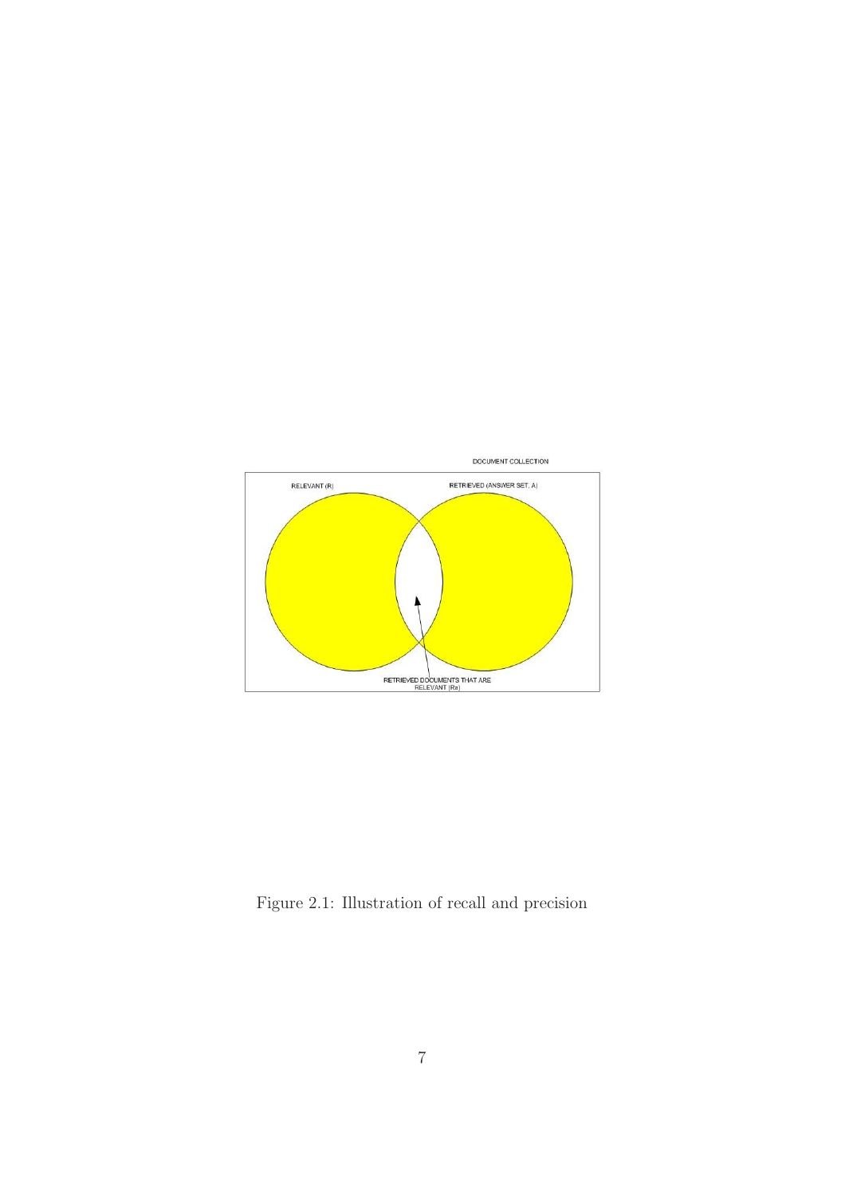DOCUMENT COLLECTION

RELEVANT (R)

RETRIEVED (ANSWER SET, A)

RETRIEVED DOCUMENTS THAT ARE RELEVANT (Ra)

Figure 2.1: Illustration of recall and precision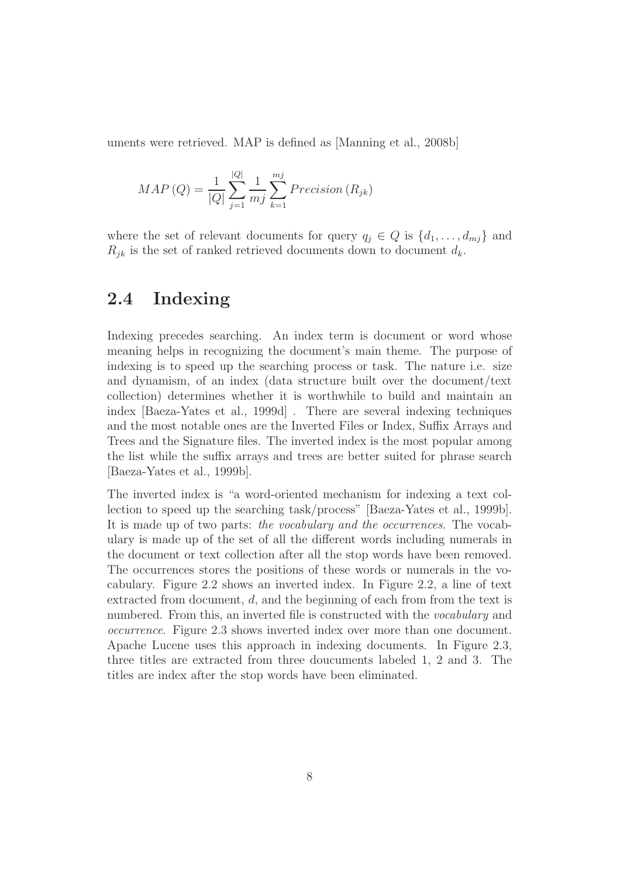uments were retrieved. MAP is defined as [Manning et al., 2008b]

$$MAP\left(Q\right) = \frac{1}{|Q|}\sum_{j=1}^{|Q|}\frac{1}{mj}\sum_{k=1}^{mj}Precision\left(R_{jk}\right)$$

where the set of relevant documents for query $q_j \in Q$ is $\{d_1, \ldots, d_{mj}\}$ and $R_{jk}$ is the set of ranked retrieved documents down to document $d_k$.

## 2.4 Indexing

Indexing precedes searching. An index term is document or word whose meaning helps in recognizing the document's main theme. The purpose of indexing is to speed up the searching process or task. The nature i.e. size and dynamism, of an index (data structure built over the document/text collection) determines whether it is worthwhile to build and maintain an index [Baeza-Yates et al., 1999d] . There are several indexing techniques and the most notable ones are the Inverted Files or Index, Suffix Arrays and Trees and the Signature files. The inverted index is the most popular among the list while the suffix arrays and trees are better suited for phrase search [Baeza-Yates et al., 1999b].

The inverted index is "a word-oriented mechanism for indexing a text collection to speed up the searching task/process" [Baeza-Yates et al., 1999b]. It is made up of two parts: *the vocabulary and the occurrences*. The vocabulary is made up of the set of all the different words including numerals in the document or text collection after all the stop words have been removed. The occurrences stores the positions of these words or numerals in the vocabulary. Figure 2.2 shows an inverted index. In Figure 2.2, a line of text extracted from document, *d*, and the beginning of each from from the text is numbered. From this, an inverted file is constructed with the *vocabulary* and *occurrence*. Figure 2.3 shows inverted index over more than one document. Apache Lucene uses this approach in indexing documents. In Figure 2.3, three titles are extracted from three doucuments labeled 1, 2 and 3. The titles are index after the stop words have been eliminated.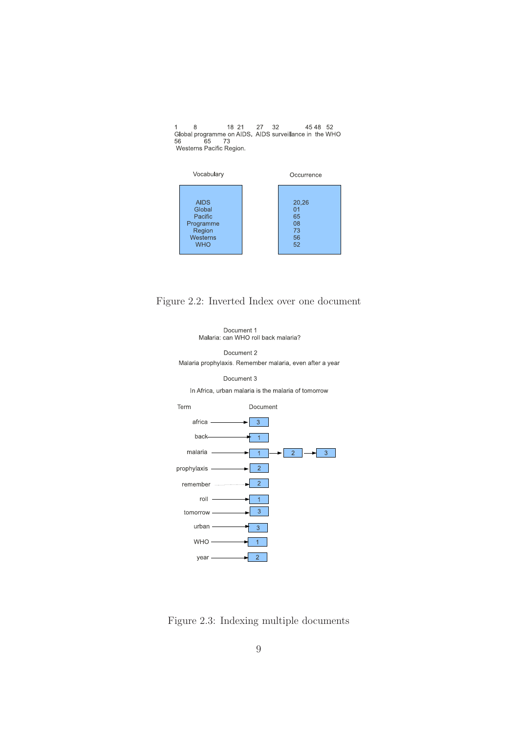```
1       8               18  21      27    32            45 48   52
Global programme on AIDS.  AIDS surveillance in  the WHO
56          65      73
 Westerns Pacific Region.
```

| Vocabulary | Occurrence |
|---|---|
| AIDS | 20,26 |
| Global | 01 |
| Pacific | 65 |
| Programme | 08 |
| Region | 73 |
| Westerns | 56 |
| WHO | 52 |

Figure 2.2: Inverted Index over one document

Document 1
Malaria: can WHO roll back malaria?

Document 2
Malaria prophylaxis. Remember malaria, even after a year

Document 3
In Africa, urban malaria is the malaria of tomorrow

| Term | Document |
|---|---|
| africa | → 3 |
| back | → 1 |
| malaria | → 1 → 2 → 3 |
| prophylaxis | → 2 |
| remember | → 2 |
| roll | → 1 |
| tomorrow | → 3 |
| urban | → 3 |
| WHO | → 1 |
| year | → 2 |

Figure 2.3: Indexing multiple documents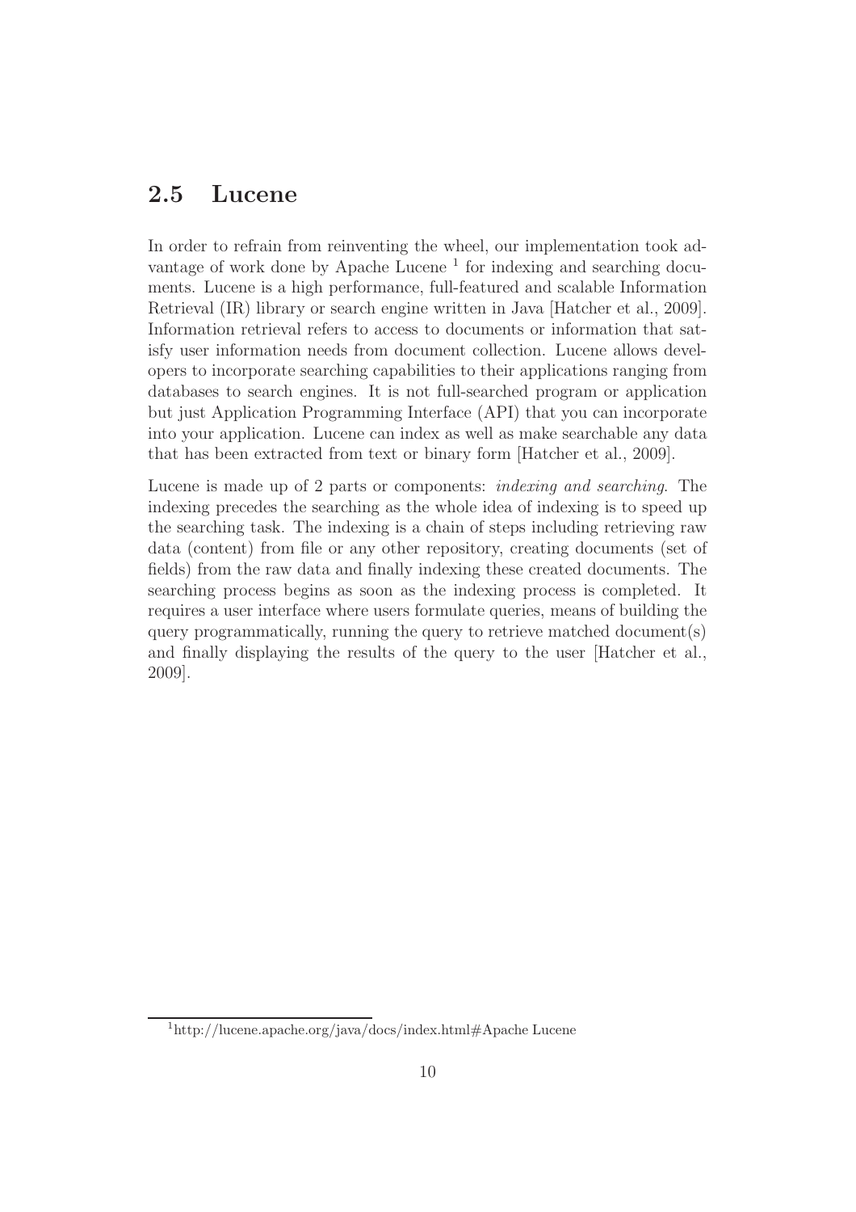## 2.5 Lucene

In order to refrain from reinventing the wheel, our implementation took advantage of work done by Apache Lucene [1] for indexing and searching documents. Lucene is a high performance, full-featured and scalable Information Retrieval (IR) library or search engine written in Java [Hatcher et al., 2009]. Information retrieval refers to access to documents or information that satisfy user information needs from document collection. Lucene allows developers to incorporate searching capabilities to their applications ranging from databases to search engines. It is not full-searched program or application but just Application Programming Interface (API) that you can incorporate into your application. Lucene can index as well as make searchable any data that has been extracted from text or binary form [Hatcher et al., 2009].

Lucene is made up of 2 parts or components: *indexing and searching*. The indexing precedes the searching as the whole idea of indexing is to speed up the searching task. The indexing is a chain of steps including retrieving raw data (content) from file or any other repository, creating documents (set of fields) from the raw data and finally indexing these created documents. The searching process begins as soon as the indexing process is completed. It requires a user interface where users formulate queries, means of building the query programmatically, running the query to retrieve matched document(s) and finally displaying the results of the query to the user [Hatcher et al., 2009].

[1] http://lucene.apache.org/java/docs/index.html#Apache Lucene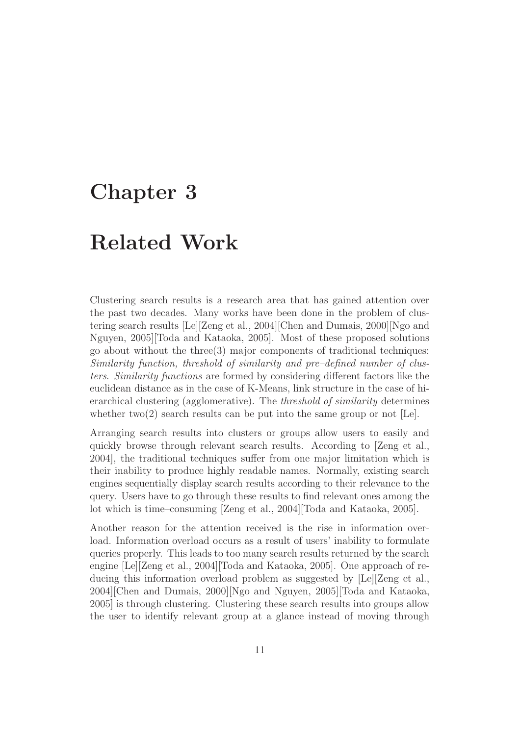# Chapter 3

# Related Work

Clustering search results is a research area that has gained attention over the past two decades. Many works have been done in the problem of clustering search results [Le][Zeng et al., 2004][Chen and Dumais, 2000][Ngo and Nguyen, 2005][Toda and Kataoka, 2005]. Most of these proposed solutions go about without the three(3) major components of traditional techniques: *Similarity function, threshold of similarity and pre–defined number of clusters*. *Similarity functions* are formed by considering different factors like the euclidean distance as in the case of K-Means, link structure in the case of hierarchical clustering (agglomerative). The *threshold of similarity* determines whether two(2) search results can be put into the same group or not [Le].

Arranging search results into clusters or groups allow users to easily and quickly browse through relevant search results. According to [Zeng et al., 2004], the traditional techniques suffer from one major limitation which is their inability to produce highly readable names. Normally, existing search engines sequentially display search results according to their relevance to the query. Users have to go through these results to find relevant ones among the lot which is time–consuming [Zeng et al., 2004][Toda and Kataoka, 2005].

Another reason for the attention received is the rise in information overload. Information overload occurs as a result of users' inability to formulate queries properly. This leads to too many search results returned by the search engine [Le][Zeng et al., 2004][Toda and Kataoka, 2005]. One approach of reducing this information overload problem as suggested by [Le][Zeng et al., 2004][Chen and Dumais, 2000][Ngo and Nguyen, 2005][Toda and Kataoka, 2005] is through clustering. Clustering these search results into groups allow the user to identify relevant group at a glance instead of moving through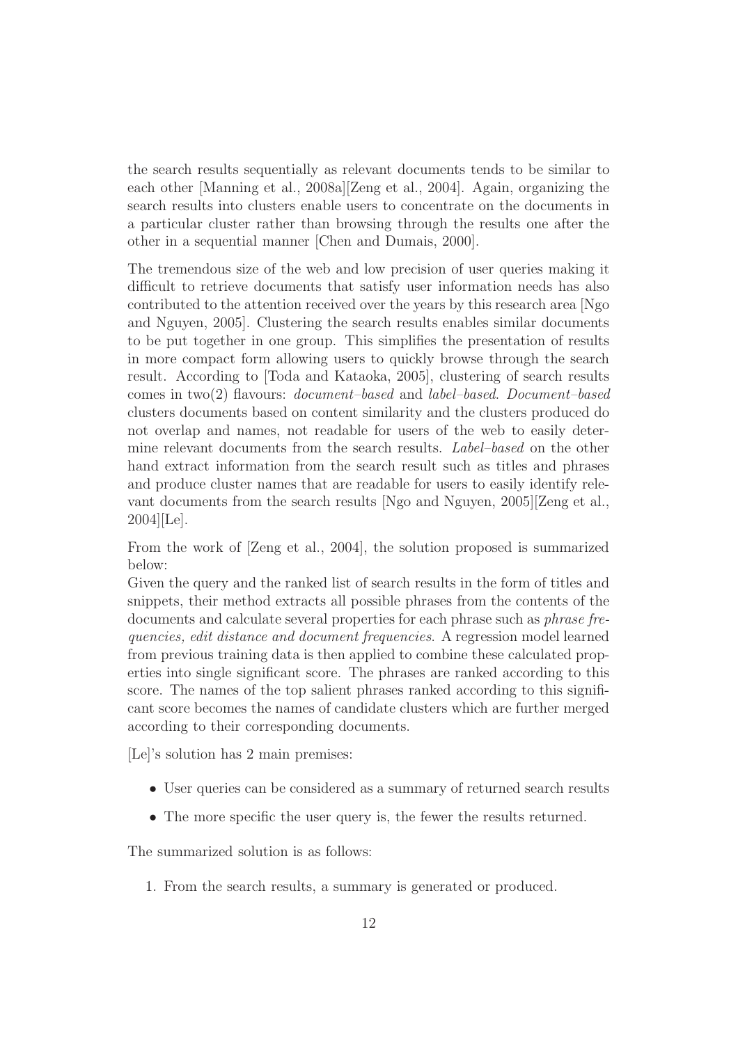the search results sequentially as relevant documents tends to be similar to each other [Manning et al., 2008a][Zeng et al., 2004]. Again, organizing the search results into clusters enable users to concentrate on the documents in a particular cluster rather than browsing through the results one after the other in a sequential manner [Chen and Dumais, 2000].

The tremendous size of the web and low precision of user queries making it difficult to retrieve documents that satisfy user information needs has also contributed to the attention received over the years by this research area [Ngo and Nguyen, 2005]. Clustering the search results enables similar documents to be put together in one group. This simplifies the presentation of results in more compact form allowing users to quickly browse through the search result. According to [Toda and Kataoka, 2005], clustering of search results comes in two(2) flavours: *document–based* and *label–based*. *Document–based* clusters documents based on content similarity and the clusters produced do not overlap and names, not readable for users of the web to easily determine relevant documents from the search results. *Label–based* on the other hand extract information from the search result such as titles and phrases and produce cluster names that are readable for users to easily identify relevant documents from the search results [Ngo and Nguyen, 2005][Zeng et al., 2004][Le].

From the work of [Zeng et al., 2004], the solution proposed is summarized below:
Given the query and the ranked list of search results in the form of titles and snippets, their method extracts all possible phrases from the contents of the documents and calculate several properties for each phrase such as *phrase frequencies, edit distance and document frequencies*. A regression model learned from previous training data is then applied to combine these calculated properties into single significant score. The phrases are ranked according to this score. The names of the top salient phrases ranked according to this significant score becomes the names of candidate clusters which are further merged according to their corresponding documents.

[Le]'s solution has 2 main premises:

- User queries can be considered as a summary of returned search results
- The more specific the user query is, the fewer the results returned.

The summarized solution is as follows:

1. From the search results, a summary is generated or produced.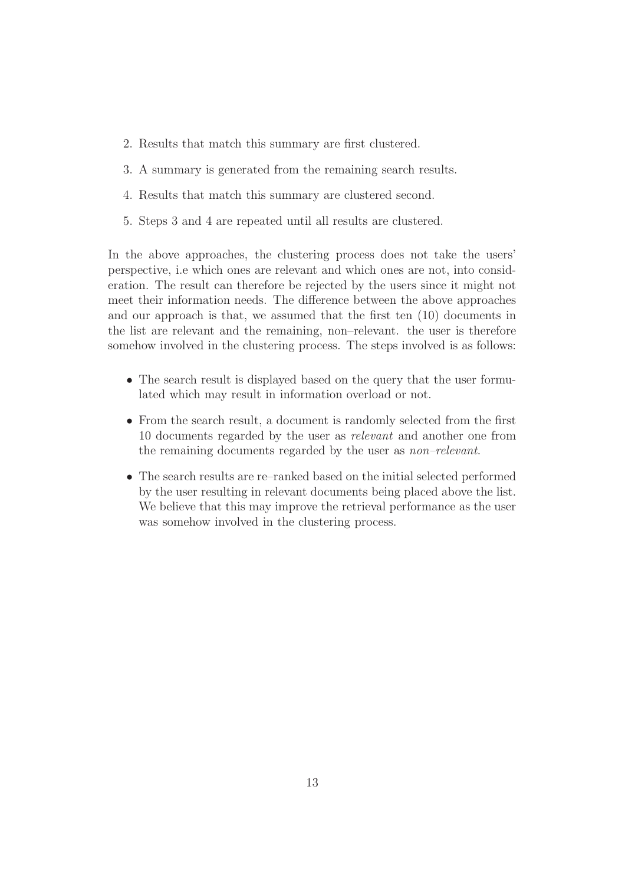2. Results that match this summary are first clustered.
3. A summary is generated from the remaining search results.
4. Results that match this summary are clustered second.
5. Steps 3 and 4 are repeated until all results are clustered.

In the above approaches, the clustering process does not take the users' perspective, i.e which ones are relevant and which ones are not, into consideration. The result can therefore be rejected by the users since it might not meet their information needs. The difference between the above approaches and our approach is that, we assumed that the first ten (10) documents in the list are relevant and the remaining, non–relevant. the user is therefore somehow involved in the clustering process. The steps involved is as follows:

- The search result is displayed based on the query that the user formulated which may result in information overload or not.
- From the search result, a document is randomly selected from the first 10 documents regarded by the user as *relevant* and another one from the remaining documents regarded by the user as *non–relevant*.
- The search results are re–ranked based on the initial selected performed by the user resulting in relevant documents being placed above the list. We believe that this may improve the retrieval performance as the user was somehow involved in the clustering process.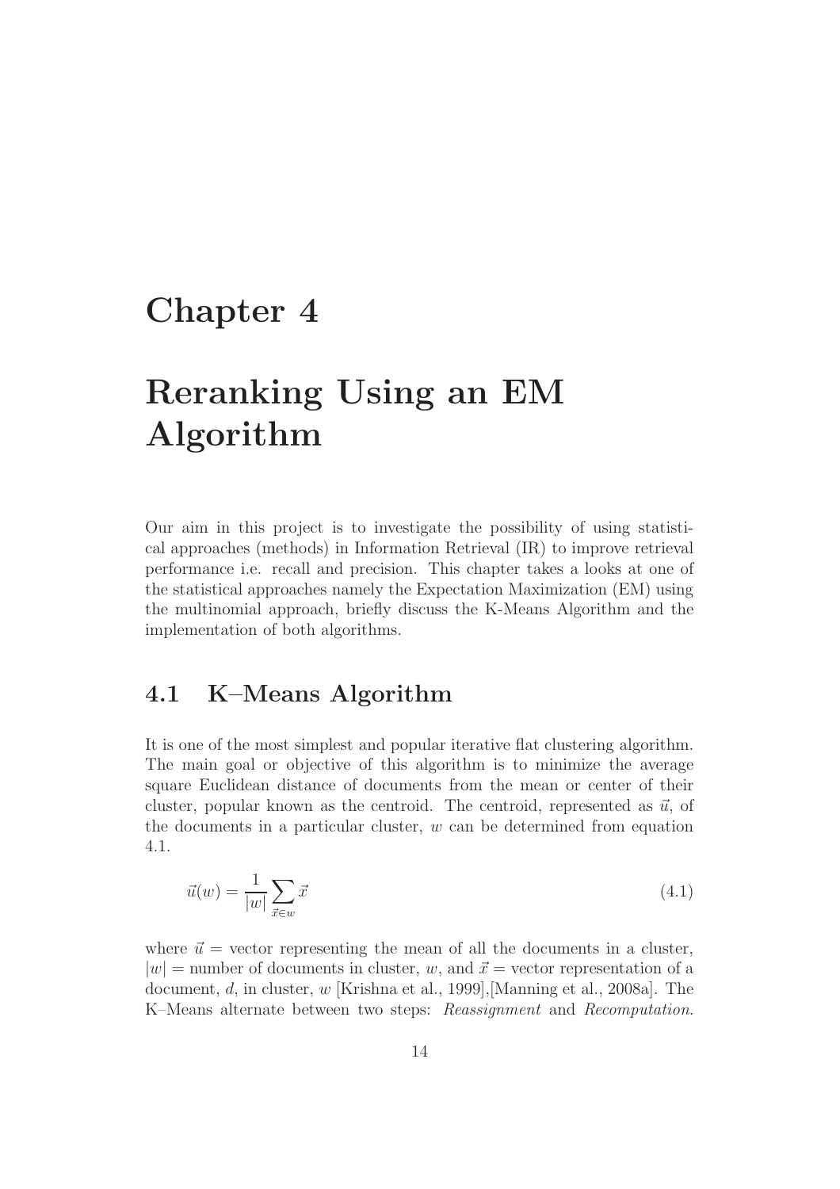# Chapter 4

# Reranking Using an EM Algorithm

Our aim in this project is to investigate the possibility of using statistical approaches (methods) in Information Retrieval (IR) to improve retrieval performance i.e. recall and precision. This chapter takes a looks at one of the statistical approaches namely the Expectation Maximization (EM) using the multinomial approach, briefly discuss the K-Means Algorithm and the implementation of both algorithms.

## 4.1 K–Means Algorithm

It is one of the most simplest and popular iterative flat clustering algorithm. The main goal or objective of this algorithm is to minimize the average square Euclidean distance of documents from the mean or center of their cluster, popular known as the centroid. The centroid, represented as $\vec{u}$, of the documents in a particular cluster, $w$ can be determined from equation 4.1.

$$\vec{u}(w) = \frac{1}{|w|} \sum_{\vec{x} \in w} \vec{x} \tag{4.1}$$

where $\vec{u}$ = vector representing the mean of all the documents in a cluster, $|w|$ = number of documents in cluster, $w$, and $\vec{x}$ = vector representation of a document, $d$, in cluster, $w$ [Krishna et al., 1999],[Manning et al., 2008a]. The K–Means alternate between two steps: *Reassignment* and *Recomputation*.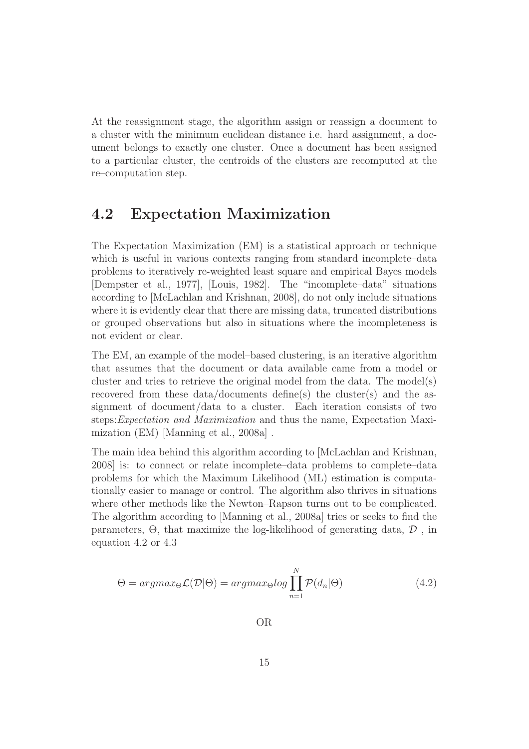At the reassignment stage, the algorithm assign or reassign a document to a cluster with the minimum euclidean distance i.e. hard assignment, a document belongs to exactly one cluster. Once a document has been assigned to a particular cluster, the centroids of the clusters are recomputed at the re–computation step.

## 4.2 Expectation Maximization

The Expectation Maximization (EM) is a statistical approach or technique which is useful in various contexts ranging from standard incomplete–data problems to iteratively re-weighted least square and empirical Bayes models [Dempster et al., 1977], [Louis, 1982]. The "incomplete–data" situations according to [McLachlan and Krishnan, 2008], do not only include situations where it is evidently clear that there are missing data, truncated distributions or grouped observations but also in situations where the incompleteness is not evident or clear.

The EM, an example of the model–based clustering, is an iterative algorithm that assumes that the document or data available came from a model or cluster and tries to retrieve the original model from the data. The model(s) recovered from these data/documents define(s) the cluster(s) and the assignment of document/data to a cluster. Each iteration consists of two steps:*Expectation and Maximization* and thus the name, Expectation Maximization (EM) [Manning et al., 2008a] .

The main idea behind this algorithm according to [McLachlan and Krishnan, 2008] is: to connect or relate incomplete–data problems to complete–data problems for which the Maximum Likelihood (ML) estimation is computationally easier to manage or control. The algorithm also thrives in situations where other methods like the Newton–Rapson turns out to be complicated. The algorithm according to [Manning et al., 2008a] tries or seeks to find the parameters, $\Theta$, that maximize the log-likelihood of generating data, $\mathcal{D}$ , in equation 4.2 or 4.3

$$\Theta = argmax_{\Theta}\mathcal{L}(\mathcal{D}|\Theta) = argmax_{\Theta}log\prod_{n=1}^{N}\mathcal{P}(d_n|\Theta) \tag{4.2}$$

OR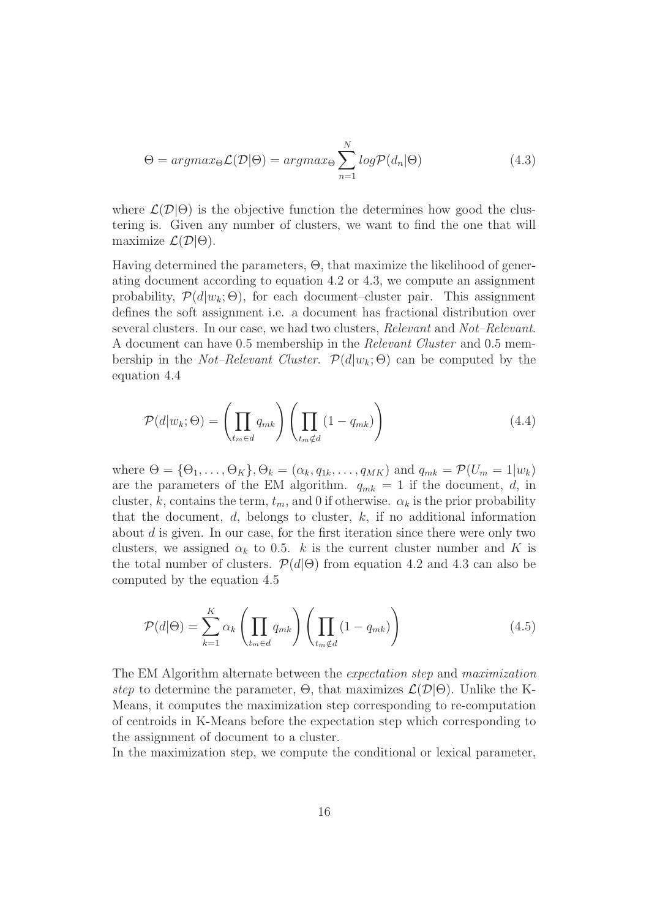$$\Theta = argmax_{\Theta}\mathcal{L}(\mathcal{D}|\Theta) = argmax_{\Theta}\sum_{n=1}^{N} log\mathcal{P}(d_n|\Theta) \tag{4.3}$$

where $\mathcal{L}(\mathcal{D}|\Theta)$ is the objective function the determines how good the clustering is. Given any number of clusters, we want to find the one that will maximize $\mathcal{L}(\mathcal{D}|\Theta)$.

Having determined the parameters, $\Theta$, that maximize the likelihood of generating document according to equation 4.2 or 4.3, we compute an assignment probability, $\mathcal{P}(d|w_k;\Theta)$, for each document–cluster pair. This assignment defines the soft assignment i.e. a document has fractional distribution over several clusters. In our case, we had two clusters, *Relevant* and *Not–Relevant*. A document can have 0.5 membership in the *Relevant Cluster* and 0.5 membership in the *Not–Relevant Cluster*. $\mathcal{P}(d|w_k;\Theta)$ can be computed by the equation 4.4

$$\mathcal{P}(d|w_k;\Theta) = \left(\prod_{t_m \in d} q_{mk}\right)\left(\prod_{t_m \notin d}(1-q_{mk})\right) \tag{4.4}$$

where $\Theta = \{\Theta_1, \ldots, \Theta_K\}, \Theta_k = (\alpha_k, q_{1k}, \ldots, q_{MK})$ and $q_{mk} = \mathcal{P}(U_m = 1|w_k)$ are the parameters of the EM algorithm. $q_{mk} = 1$ if the document, $d$, in cluster, $k$, contains the term, $t_m$, and 0 if otherwise. $\alpha_k$ is the prior probability that the document, $d$, belongs to cluster, $k$, if no additional information about $d$ is given. In our case, for the first iteration since there were only two clusters, we assigned $\alpha_k$ to 0.5. $k$ is the current cluster number and $K$ is the total number of clusters. $\mathcal{P}(d|\Theta)$ from equation 4.2 and 4.3 can also be computed by the equation 4.5

$$\mathcal{P}(d|\Theta) = \sum_{k=1}^{K}\alpha_k\left(\prod_{t_m \in d} q_{mk}\right)\left(\prod_{t_m \notin d}(1-q_{mk})\right) \tag{4.5}$$

The EM Algorithm alternate between the *expectation step* and *maximization step* to determine the parameter, $\Theta$, that maximizes $\mathcal{L}(\mathcal{D}|\Theta)$. Unlike the K-Means, it computes the maximization step corresponding to re-computation of centroids in K-Means before the expectation step which corresponding to the assignment of document to a cluster.

In the maximization step, we compute the conditional or lexical parameter,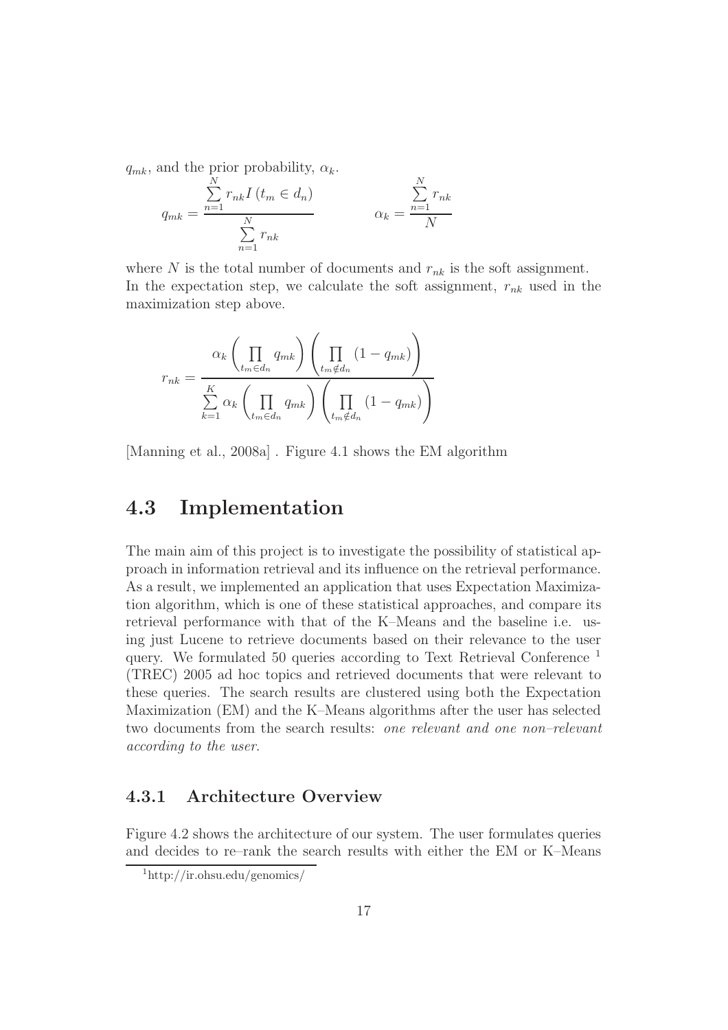$q_{mk}$, and the prior probability, $\alpha_k$.

$$q_{mk} = \frac{\sum_{n=1}^{N} r_{nk} I\left(t_m \in d_n\right)}{\sum_{n=1}^{N} r_{nk}} \qquad \alpha_k = \frac{\sum_{n=1}^{N} r_{nk}}{N}$$

where $N$ is the total number of documents and $r_{nk}$ is the soft assignment. In the expectation step, we calculate the soft assignment, $r_{nk}$ used in the maximization step above.

$$r_{nk} = \frac{\alpha_k \left( \prod_{t_m \in d_n} q_{mk} \right) \left( \prod_{t_m \notin d_n} (1 - q_{mk}) \right)}{\sum_{k=1}^{K} \alpha_k \left( \prod_{t_m \in d_n} q_{mk} \right) \left( \prod_{t_m \notin d_n} (1 - q_{mk}) \right)}$$

[Manning et al., 2008a] . Figure 4.1 shows the EM algorithm

## 4.3 Implementation

The main aim of this project is to investigate the possibility of statistical approach in information retrieval and its influence on the retrieval performance. As a result, we implemented an application that uses Expectation Maximization algorithm, which is one of these statistical approaches, and compare its retrieval performance with that of the K–Means and the baseline i.e. using just Lucene to retrieve documents based on their relevance to the user query. We formulated 50 queries according to Text Retrieval Conference [1] (TREC) 2005 ad hoc topics and retrieved documents that were relevant to these queries. The search results are clustered using both the Expectation Maximization (EM) and the K–Means algorithms after the user has selected two documents from the search results: *one relevant and one non–relevant according to the user*.

### 4.3.1 Architecture Overview

Figure 4.2 shows the architecture of our system. The user formulates queries and decides to re–rank the search results with either the EM or K–Means

[1] http://ir.ohsu.edu/genomics/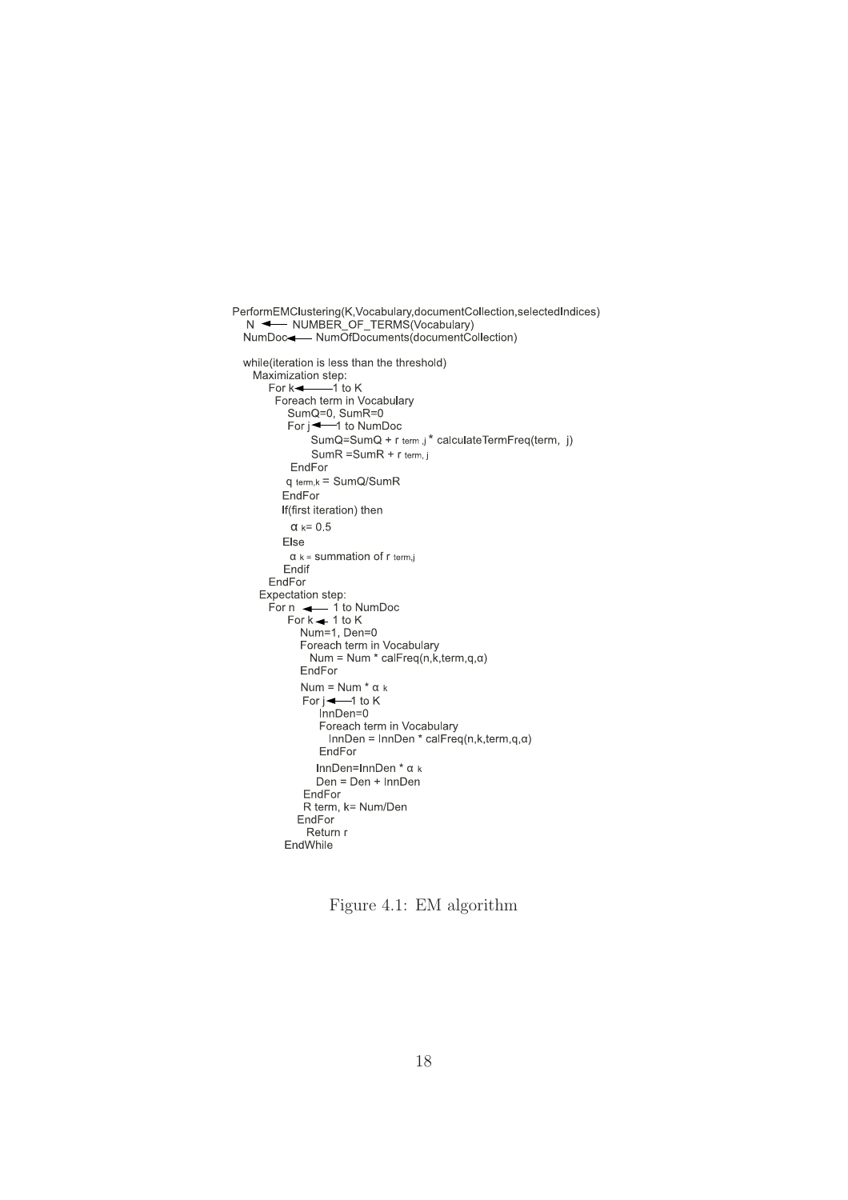```
PerformEMClustering(K,Vocabulary,documentCollection,selectedIndices)
  N ← NUMBER_OF_TERMS(Vocabulary)
  NumDoc ← NumOfDocuments(documentCollection)

  while(iteration is less than the threshold)
    Maximization step:
      For k ← 1 to K
        Foreach term in Vocabulary
          SumQ=0, SumR=0
          For j ← 1 to NumDoc
               SumQ=SumQ + r term ,j * calculateTermFreq(term, j)
               SumR =SumR + r term, j
          EndFor
         q term,k = SumQ/SumR
        EndFor
        If(first iteration) then
          α k= 0.5
        Else
          α k = summation of r term,j
        Endif
      EndFor
    Expectation step:
      For n ← 1 to NumDoc
          For k ← 1 to K
             Num=1, Den=0
             Foreach term in Vocabulary
               Num = Num * calFreq(n,k,term,q,α)
             EndFor
             Num = Num * α k
             For j ← 1 to K
                 InnDen=0
                 Foreach term in Vocabulary
                   InnDen = InnDen * calFreq(n,k,term,q,α)
                 EndFor
                InnDen=InnDen * α k
                Den = Den + InnDen
             EndFor
             R term, k= Num/Den
          EndFor
            Return r
  EndWhile
```

Figure 4.1: EM algorithm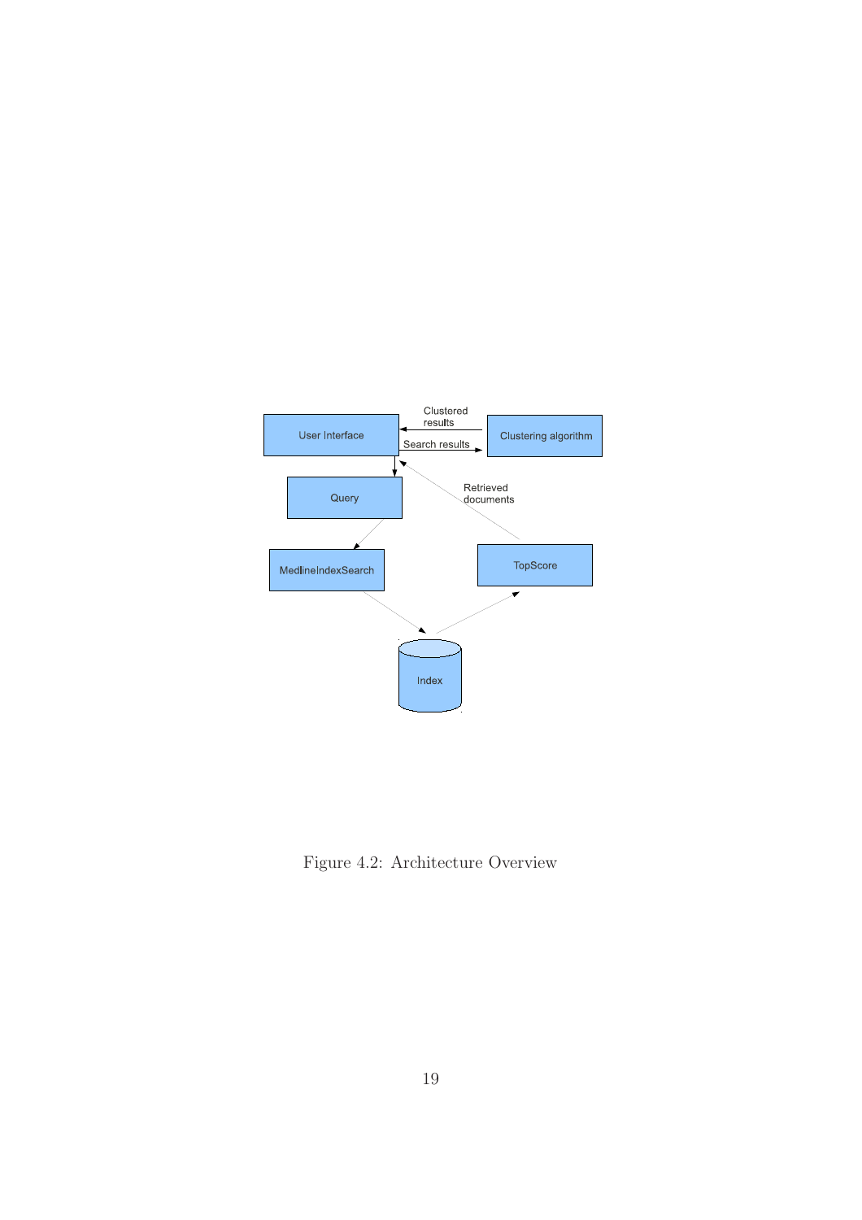Figure 4.2: Architecture Overview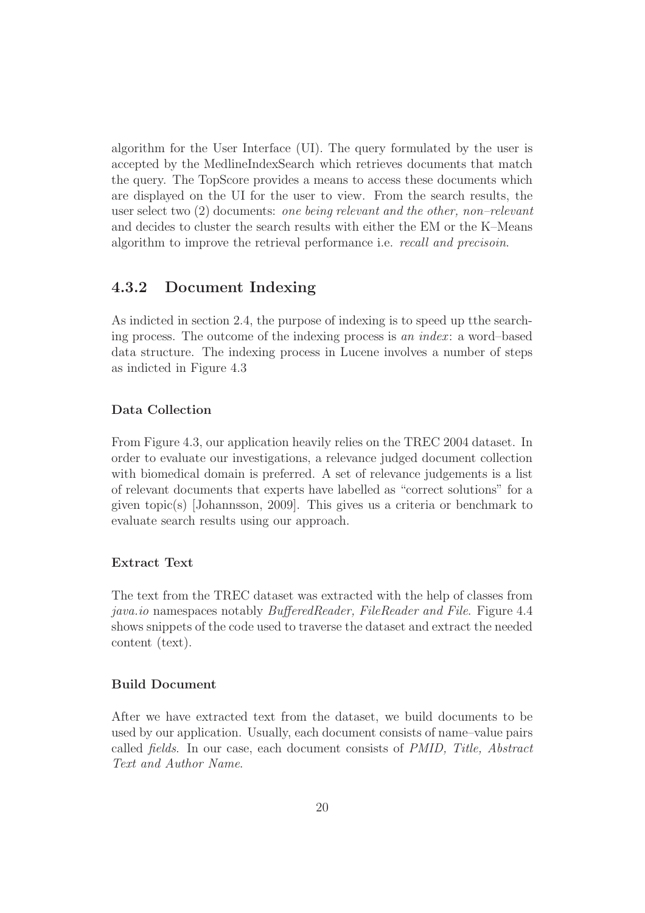algorithm for the User Interface (UI). The query formulated by the user is accepted by the MedlineIndexSearch which retrieves documents that match the query. The TopScore provides a means to access these documents which are displayed on the UI for the user to view. From the search results, the user select two (2) documents: *one being relevant and the other, non–relevant* and decides to cluster the search results with either the EM or the K–Means algorithm to improve the retrieval performance i.e. *recall and precisoin*.

### 4.3.2 Document Indexing

As indicted in section 2.4, the purpose of indexing is to speed up tthe searching process. The outcome of the indexing process is *an index*: a word–based data structure. The indexing process in Lucene involves a number of steps as indicted in Figure 4.3

#### Data Collection

From Figure 4.3, our application heavily relies on the TREC 2004 dataset. In order to evaluate our investigations, a relevance judged document collection with biomedical domain is preferred. A set of relevance judgements is a list of relevant documents that experts have labelled as "correct solutions" for a given topic(s) [Johannsson, 2009]. This gives us a criteria or benchmark to evaluate search results using our approach.

#### Extract Text

The text from the TREC dataset was extracted with the help of classes from *java.io* namespaces notably *BufferedReader, FileReader and File*. Figure 4.4 shows snippets of the code used to traverse the dataset and extract the needed content (text).

#### Build Document

After we have extracted text from the dataset, we build documents to be used by our application. Usually, each document consists of name–value pairs called *fields*. In our case, each document consists of *PMID, Title, Abstract Text and Author Name*.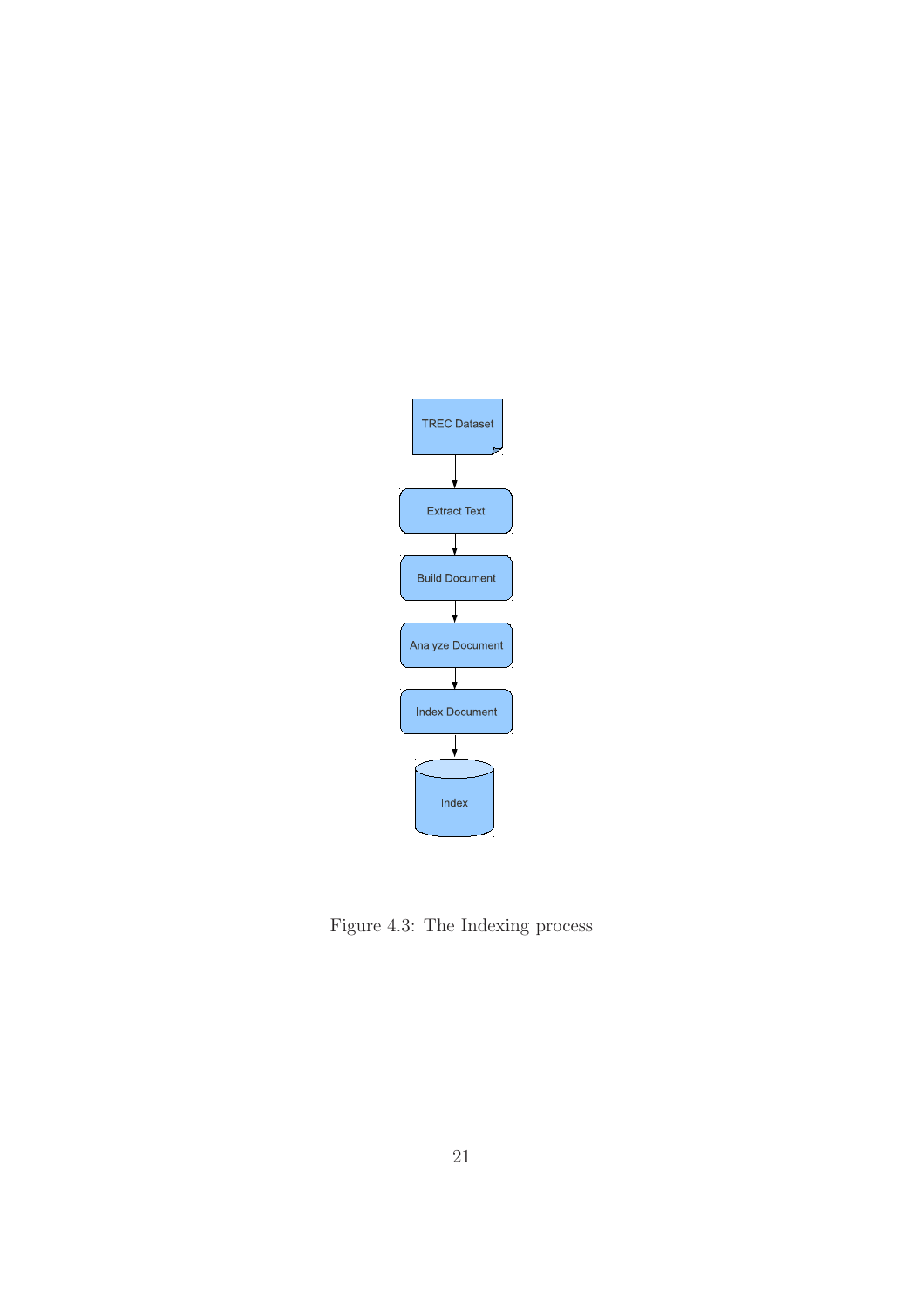Figure 4.3: The Indexing process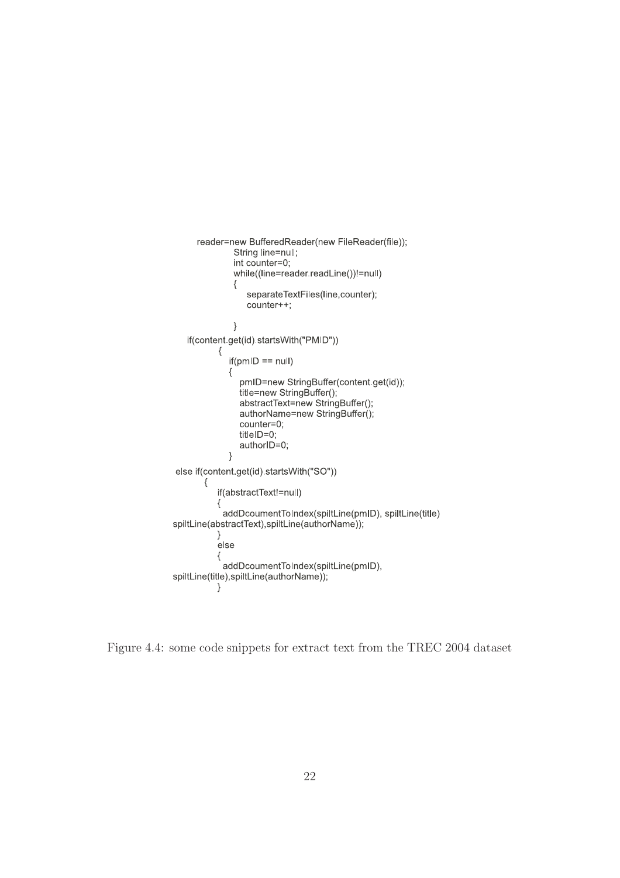```
reader=new BufferedReader(new FileReader(file));
            String line=null;
            int counter=0;
            while((line=reader.readLine())!=null)
            {
                separateTextFiles(line,counter);
                counter++;

            }
    if(content.get(id).startsWith("PMID"))
            {
                if(pmID == null)
                {
                    pmID=new StringBuffer(content.get(id));
                    title=new StringBuffer();
                    abstractText=new StringBuffer();
                    authorName=new StringBuffer();
                    counter=0;
                    titleID=0;
                    authorID=0;
                }
 else if(content.get(id).startsWith("SO"))
        {
            if(abstractText!=null)
            {
              addDcoumentToIndex(spiltLine(pmID), spiltLine(title)
spiltLine(abstractText),spiltLine(authorName));
            }
            else
            {
              addDcoumentToIndex(spiltLine(pmID),
spiltLine(title),spiltLine(authorName));
            }
```

Figure 4.4: some code snippets for extract text from the TREC 2004 dataset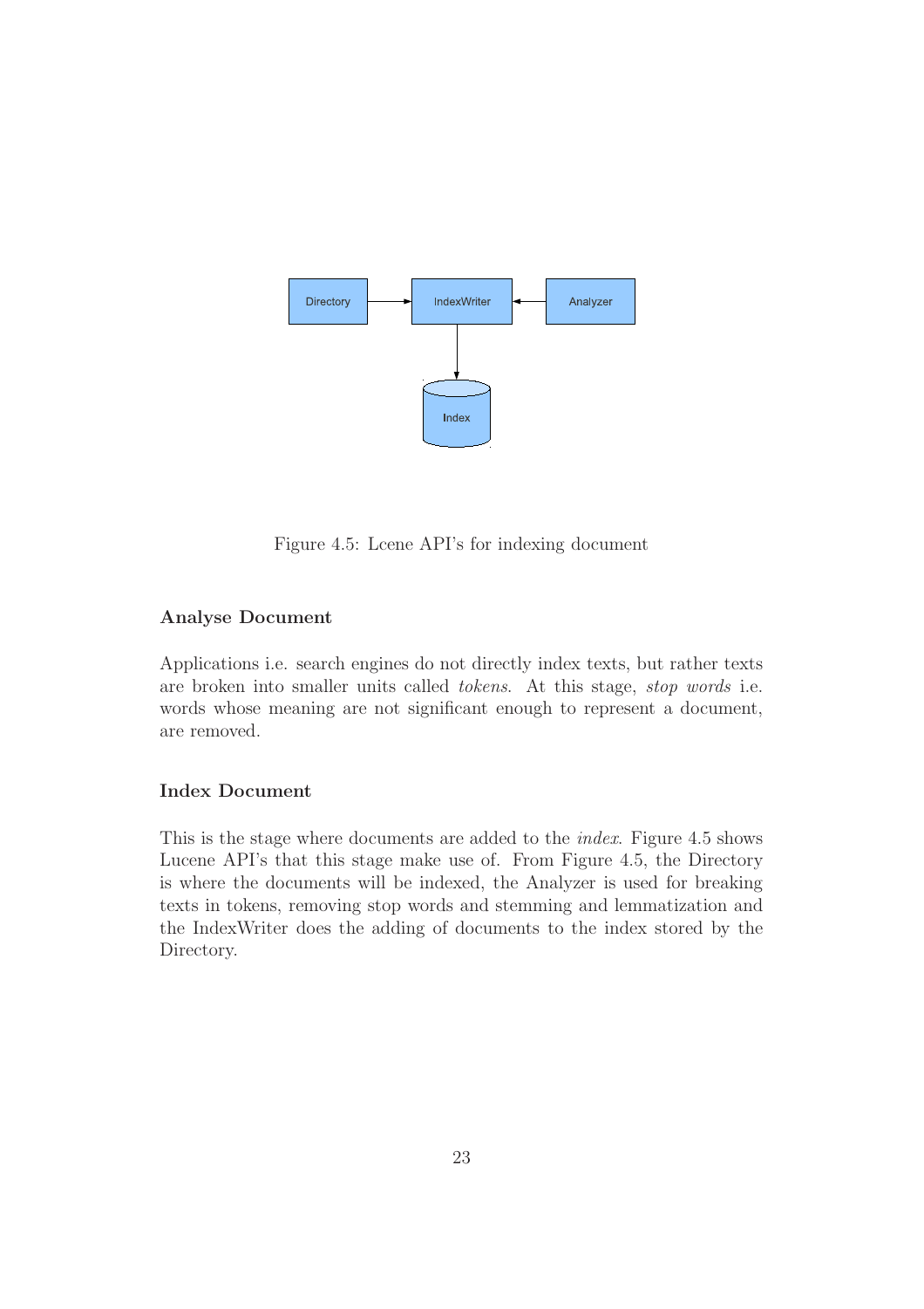Figure 4.5: Lcene API's for indexing document

### Analyse Document

Applications i.e. search engines do not directly index texts, but rather texts are broken into smaller units called *tokens*. At this stage, *stop words* i.e. words whose meaning are not significant enough to represent a document, are removed.

### Index Document

This is the stage where documents are added to the *index*. Figure 4.5 shows Lucene API's that this stage make use of. From Figure 4.5, the Directory is where the documents will be indexed, the Analyzer is used for breaking texts in tokens, removing stop words and stemming and lemmatization and the IndexWriter does the adding of documents to the index stored by the Directory.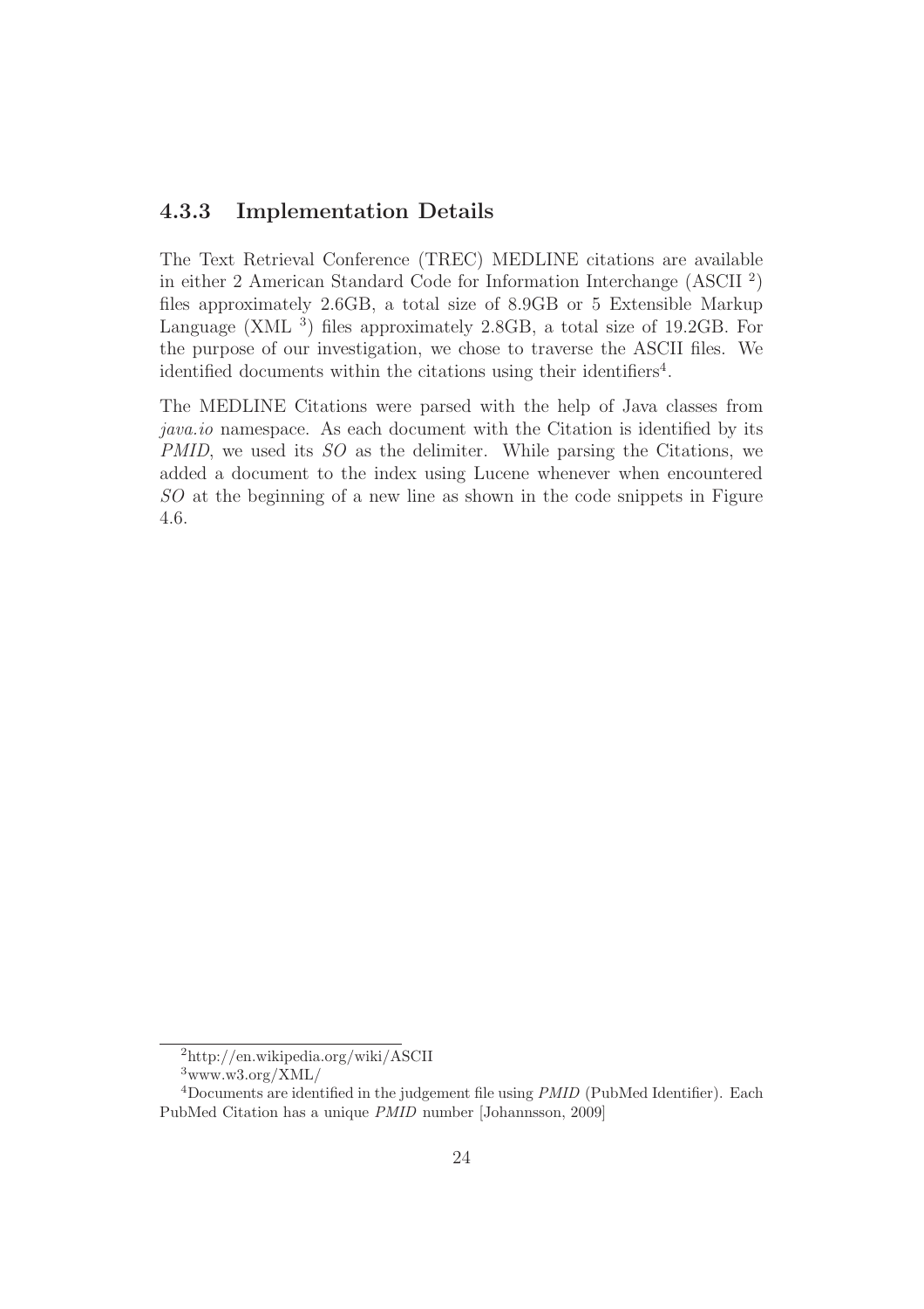### 4.3.3 Implementation Details

The Text Retrieval Conference (TREC) MEDLINE citations are available in either 2 American Standard Code for Information Interchange (ASCII [2]) files approximately 2.6GB, a total size of 8.9GB or 5 Extensible Markup Language (XML [3]) files approximately 2.8GB, a total size of 19.2GB. For the purpose of our investigation, we chose to traverse the ASCII files. We identified documents within the citations using their identifiers[4].

The MEDLINE Citations were parsed with the help of Java classes from *java.io* namespace. As each document with the Citation is identified by its *PMID*, we used its *SO* as the delimiter. While parsing the Citations, we added a document to the index using Lucene whenever when encountered *SO* at the beginning of a new line as shown in the code snippets in Figure 4.6.

---

[2] http://en.wikipedia.org/wiki/ASCII

[3] www.w3.org/XML/

[4] Documents are identified in the judgement file using *PMID* (PubMed Identifier). Each PubMed Citation has a unique *PMID* number [Johannsson, 2009]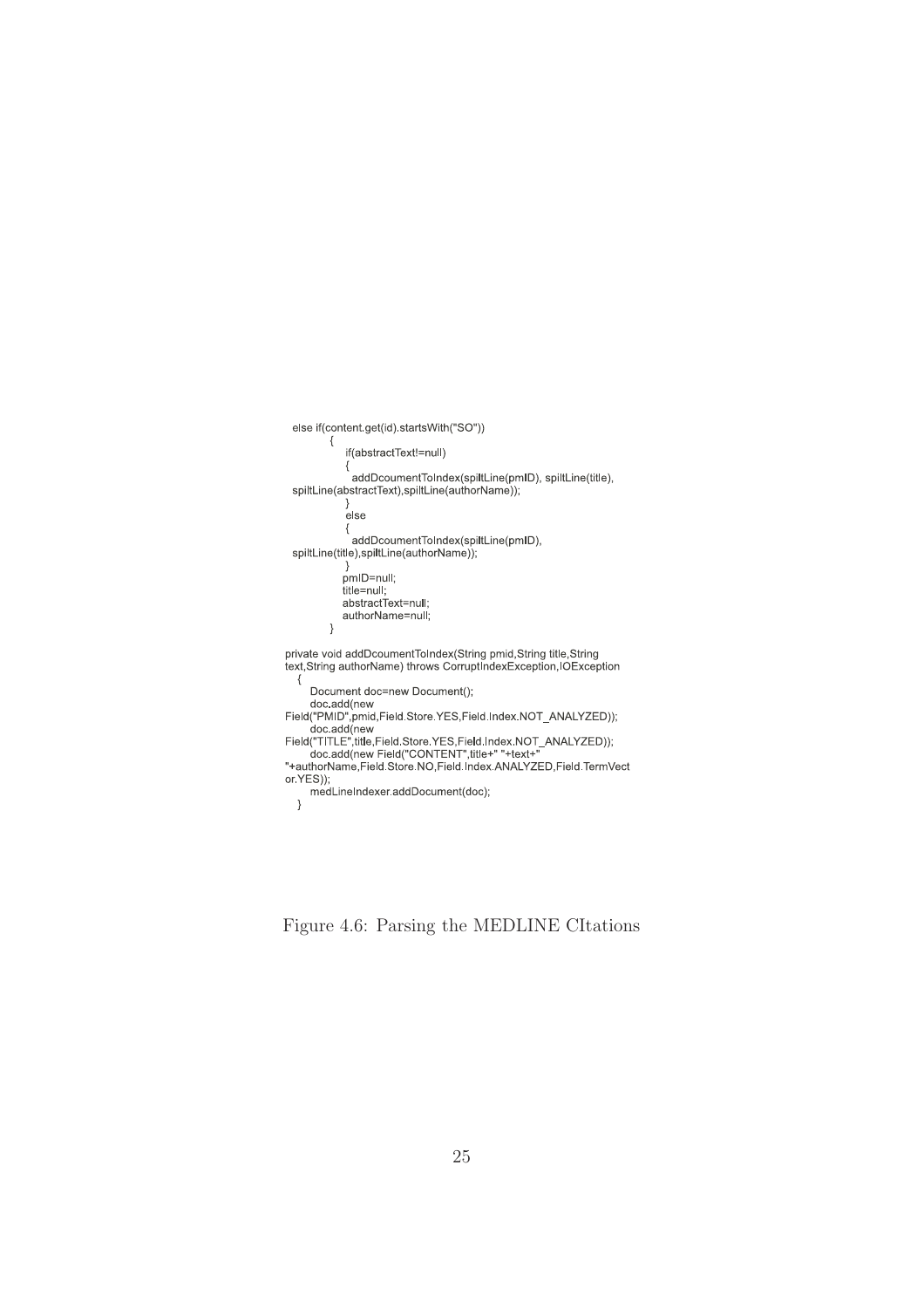```
else if(content.get(id).startsWith("SO"))
            {
                if(abstractText!=null)
                {
                  addDcoumentToIndex(spiltLine(pmID), spiltLine(title),
  spiltLine(abstractText),spiltLine(authorName));
                }
                else
                {
                  addDcoumentToIndex(spiltLine(pmID),
  spiltLine(title),spiltLine(authorName));
                }
                pmID=null;
                title=null;
                abstractText=null;
                authorName=null;
            }

private void addDcoumentToIndex(String pmid,String title,String
text,String authorName) throws CorruptIndexException,IOException
   {
      Document doc=new Document();
      doc.add(new
Field("PMID",pmid,Field.Store.YES,Field.Index.NOT_ANALYZED));
      doc.add(new
Field("TITLE",title,Field.Store.YES,Field.Index.NOT_ANALYZED));
      doc.add(new Field("CONTENT",title+" "+text+"
"+authorName,Field.Store.NO,Field.Index.ANALYZED,Field.TermVect
or.YES));
      medLineIndexer.addDocument(doc);
   }
```

Figure 4.6: Parsing the MEDLINE CItations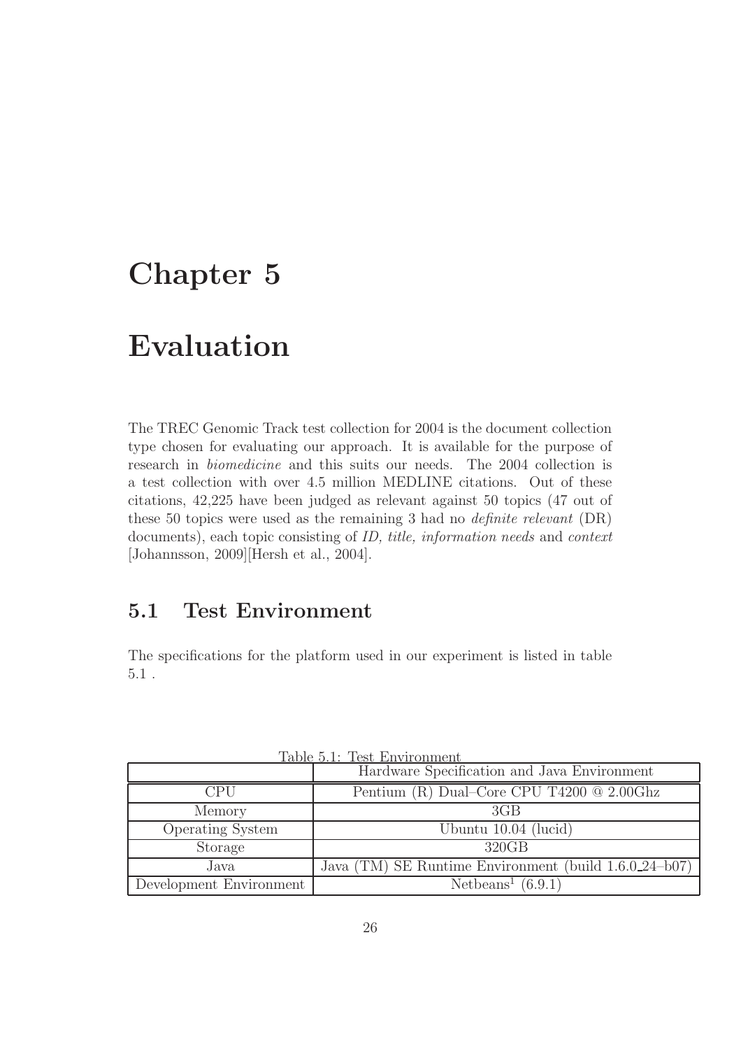# Chapter 5

# Evaluation

The TREC Genomic Track test collection for 2004 is the document collection type chosen for evaluating our approach. It is available for the purpose of research in *biomedicine* and this suits our needs. The 2004 collection is a test collection with over 4.5 million MEDLINE citations. Out of these citations, 42,225 have been judged as relevant against 50 topics (47 out of these 50 topics were used as the remaining 3 had no *definite relevant* (DR) documents), each topic consisting of *ID, title, information needs* and *context* [Johannsson, 2009][Hersh et al., 2004].

## 5.1 Test Environment

The specifications for the platform used in our experiment is listed in table 5.1 .

Table 5.1: Test Environment

| | Hardware Specification and Java Environment |
|---|---|
| CPU | Pentium (R) Dual–Core CPU T4200 @ 2.00Ghz |
| Memory | 3GB |
| Operating System | Ubuntu 10.04 (lucid) |
| Storage | 320GB |
| Java | Java (TM) SE Runtime Environment (build 1.6.0_24–b07) |
| Development Environment | Netbeans[1] (6.9.1) |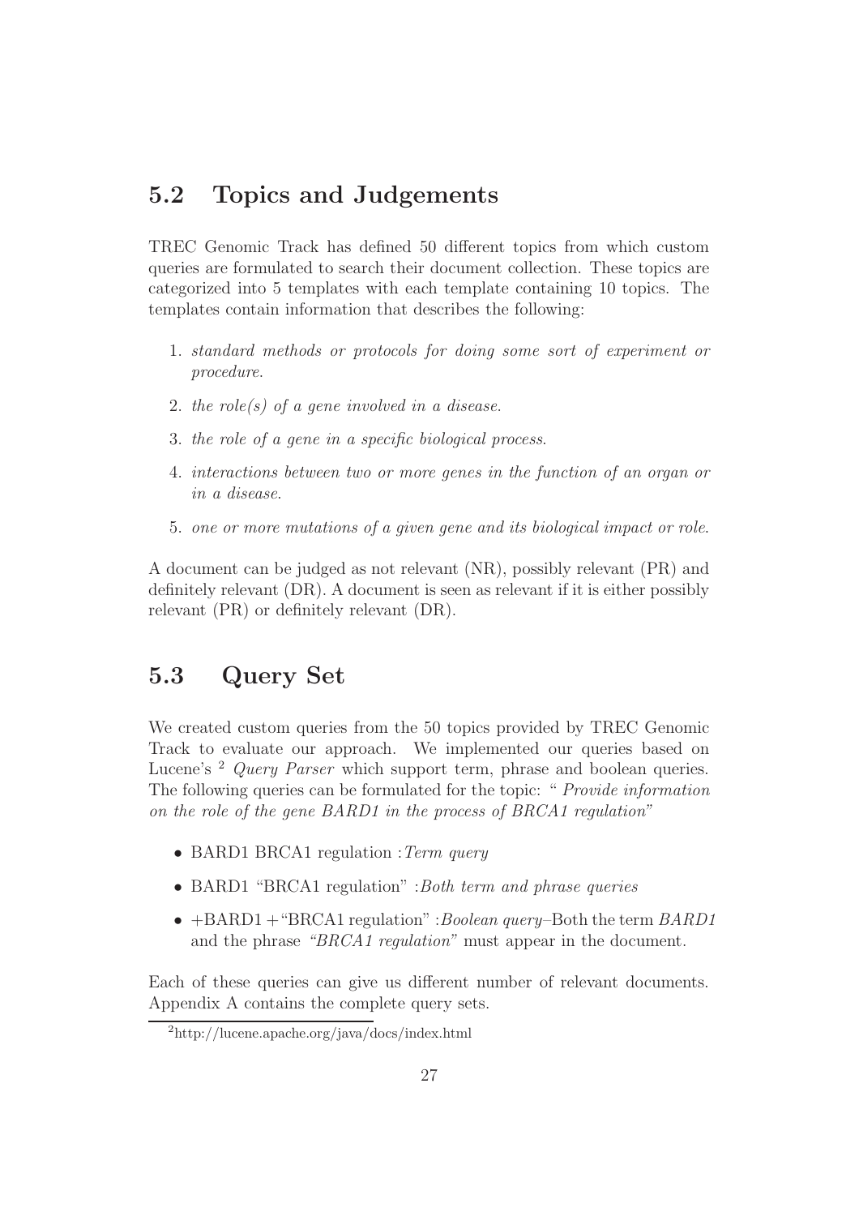## 5.2 Topics and Judgements

TREC Genomic Track has defined 50 different topics from which custom queries are formulated to search their document collection. These topics are categorized into 5 templates with each template containing 10 topics. The templates contain information that describes the following:

1. *standard methods or protocols for doing some sort of experiment or procedure.*
2. *the role(s) of a gene involved in a disease.*
3. *the role of a gene in a specific biological process.*
4. *interactions between two or more genes in the function of an organ or in a disease.*
5. *one or more mutations of a given gene and its biological impact or role.*

A document can be judged as not relevant (NR), possibly relevant (PR) and definitely relevant (DR). A document is seen as relevant if it is either possibly relevant (PR) or definitely relevant (DR).

## 5.3 Query Set

We created custom queries from the 50 topics provided by TREC Genomic Track to evaluate our approach. We implemented our queries based on Lucene's [2] *Query Parser* which support term, phrase and boolean queries. The following queries can be formulated for the topic: " *Provide information on the role of the gene BARD1 in the process of BRCA1 regulation*"

- BARD1 BRCA1 regulation :*Term query*
- BARD1 "BRCA1 regulation" :*Both term and phrase queries*
- +BARD1 +"BRCA1 regulation" :*Boolean query*–Both the term *BARD1* and the phrase *"BRCA1 regulation"* must appear in the document.

Each of these queries can give us different number of relevant documents. Appendix A contains the complete query sets.

[2] http://lucene.apache.org/java/docs/index.html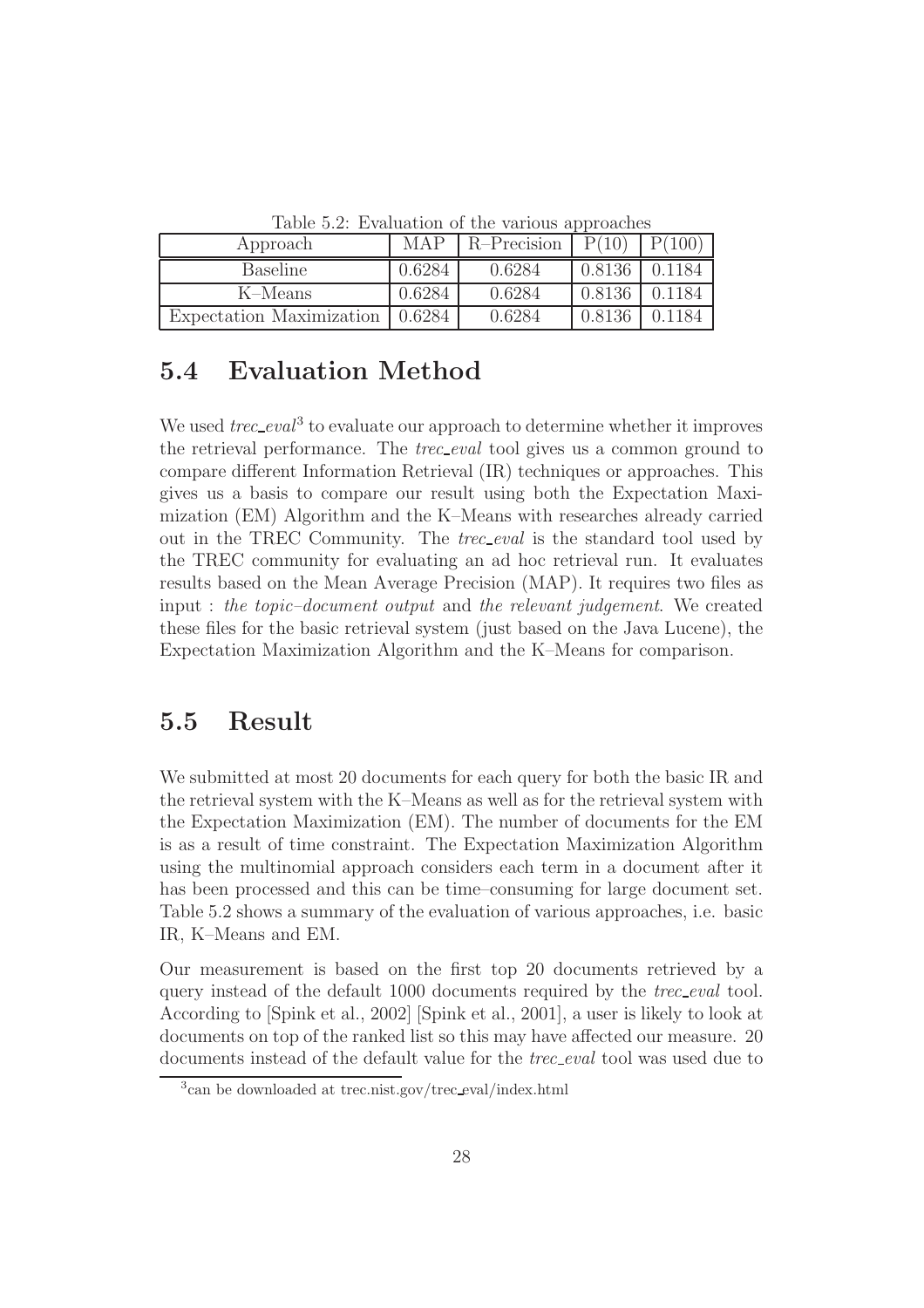Table 5.2: Evaluation of the various approaches

| Approach | MAP | R–Precision | P(10) | P(100) |
|---|---|---|---|---|
| Baseline | 0.6284 | 0.6284 | 0.8136 | 0.1184 |
| K–Means | 0.6284 | 0.6284 | 0.8136 | 0.1184 |
| Expectation Maximization | 0.6284 | 0.6284 | 0.8136 | 0.1184 |

## 5.4 Evaluation Method

We used *trec_eval*[3] to evaluate our approach to determine whether it improves the retrieval performance. The *trec_eval* tool gives us a common ground to compare different Information Retrieval (IR) techniques or approaches. This gives us a basis to compare our result using both the Expectation Maximization (EM) Algorithm and the K–Means with researches already carried out in the TREC Community. The *trec_eval* is the standard tool used by the TREC community for evaluating an ad hoc retrieval run. It evaluates results based on the Mean Average Precision (MAP). It requires two files as input : *the topic–document output* and *the relevant judgement*. We created these files for the basic retrieval system (just based on the Java Lucene), the Expectation Maximization Algorithm and the K–Means for comparison.

## 5.5 Result

We submitted at most 20 documents for each query for both the basic IR and the retrieval system with the K–Means as well as for the retrieval system with the Expectation Maximization (EM). The number of documents for the EM is as a result of time constraint. The Expectation Maximization Algorithm using the multinomial approach considers each term in a document after it has been processed and this can be time–consuming for large document set. Table 5.2 shows a summary of the evaluation of various approaches, i.e. basic IR, K–Means and EM.

Our measurement is based on the first top 20 documents retrieved by a query instead of the default 1000 documents required by the *trec_eval* tool. According to [Spink et al., 2002] [Spink et al., 2001], a user is likely to look at documents on top of the ranked list so this may have affected our measure. 20 documents instead of the default value for the *trec_eval* tool was used due to

[3] can be downloaded at trec.nist.gov/trec_eval/index.html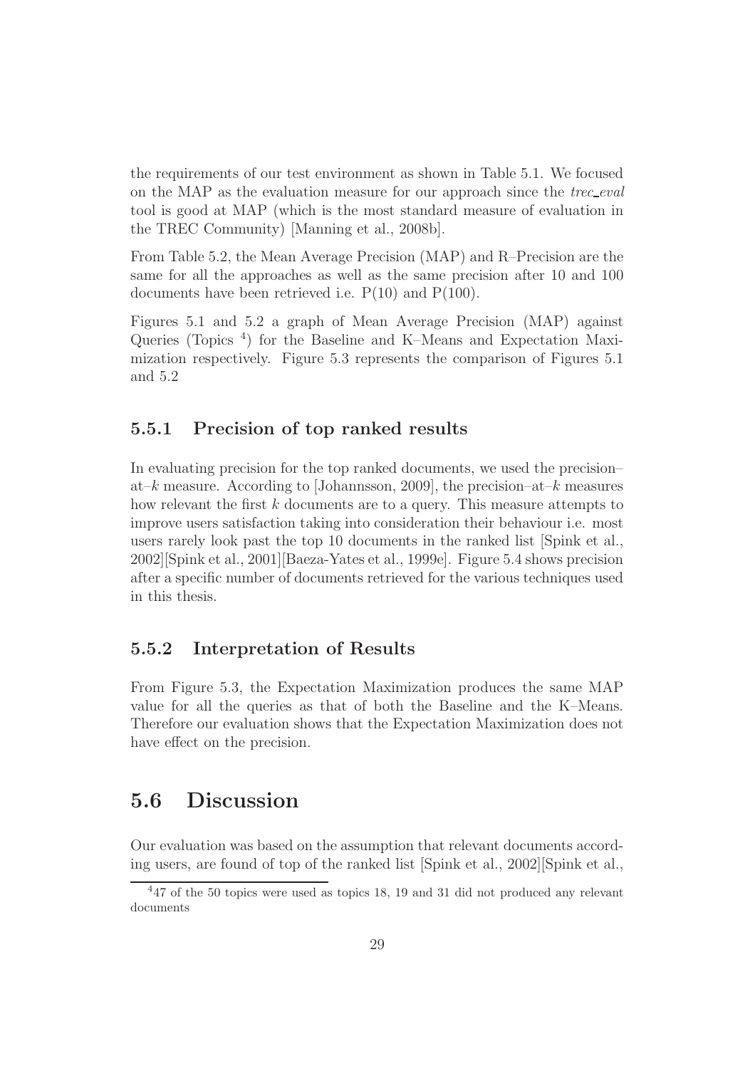the requirements of our test environment as shown in Table 5.1. We focused on the MAP as the evaluation measure for our approach since the *trec_eval* tool is good at MAP (which is the most standard measure of evaluation in the TREC Community) [Manning et al., 2008b].

From Table 5.2, the Mean Average Precision (MAP) and R–Precision are the same for all the approaches as well as the same precision after 10 and 100 documents have been retrieved i.e. P(10) and P(100).

Figures 5.1 and 5.2 a graph of Mean Average Precision (MAP) against Queries (Topics [4]) for the Baseline and K–Means and Expectation Maximization respectively. Figure 5.3 represents the comparison of Figures 5.1 and 5.2

### 5.5.1 Precision of top ranked results

In evaluating precision for the top ranked documents, we used the precision–at–$k$ measure. According to [Johannsson, 2009], the precision–at–$k$ measures how relevant the first $k$ documents are to a query. This measure attempts to improve users satisfaction taking into consideration their behaviour i.e. most users rarely look past the top 10 documents in the ranked list [Spink et al., 2002][Spink et al., 2001][Baeza-Yates et al., 1999e]. Figure 5.4 shows precision after a specific number of documents retrieved for the various techniques used in this thesis.

### 5.5.2 Interpretation of Results

From Figure 5.3, the Expectation Maximization produces the same MAP value for all the queries as that of both the Baseline and the K–Means. Therefore our evaluation shows that the Expectation Maximization does not have effect on the precision.

## 5.6 Discussion

Our evaluation was based on the assumption that relevant documents according users, are found of top of the ranked list [Spink et al., 2002][Spink et al.,

[4] 47 of the 50 topics were used as topics 18, 19 and 31 did not produced any relevant documents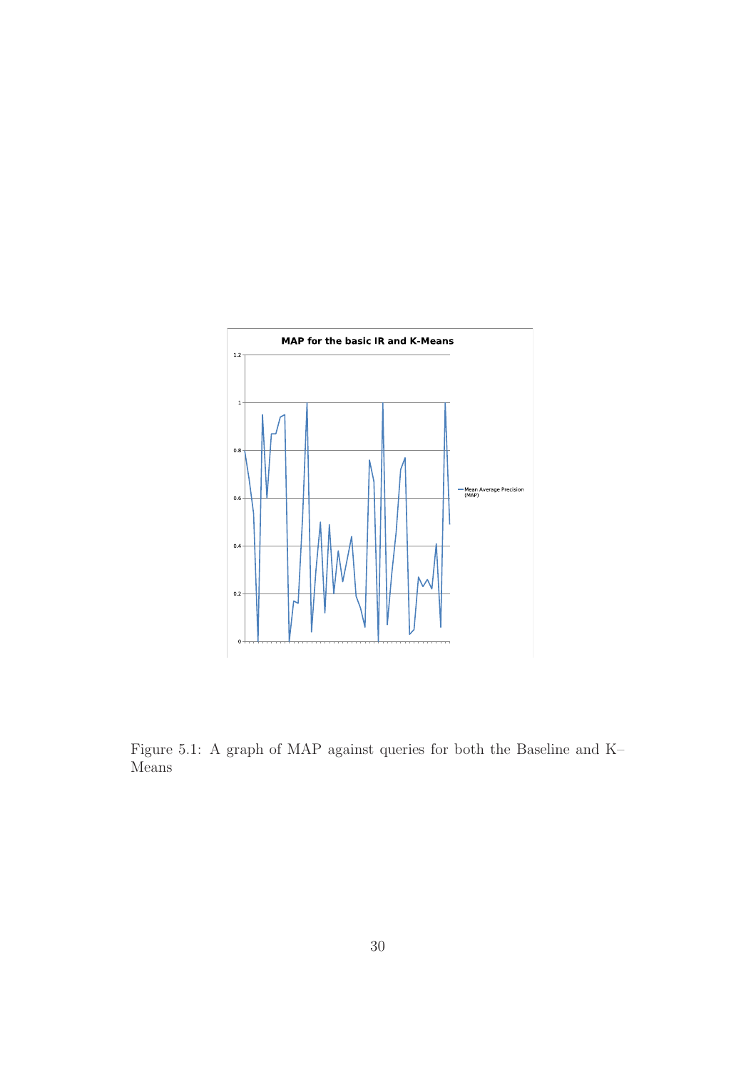Figure 5.1: A graph of MAP against queries for both the Baseline and K–Means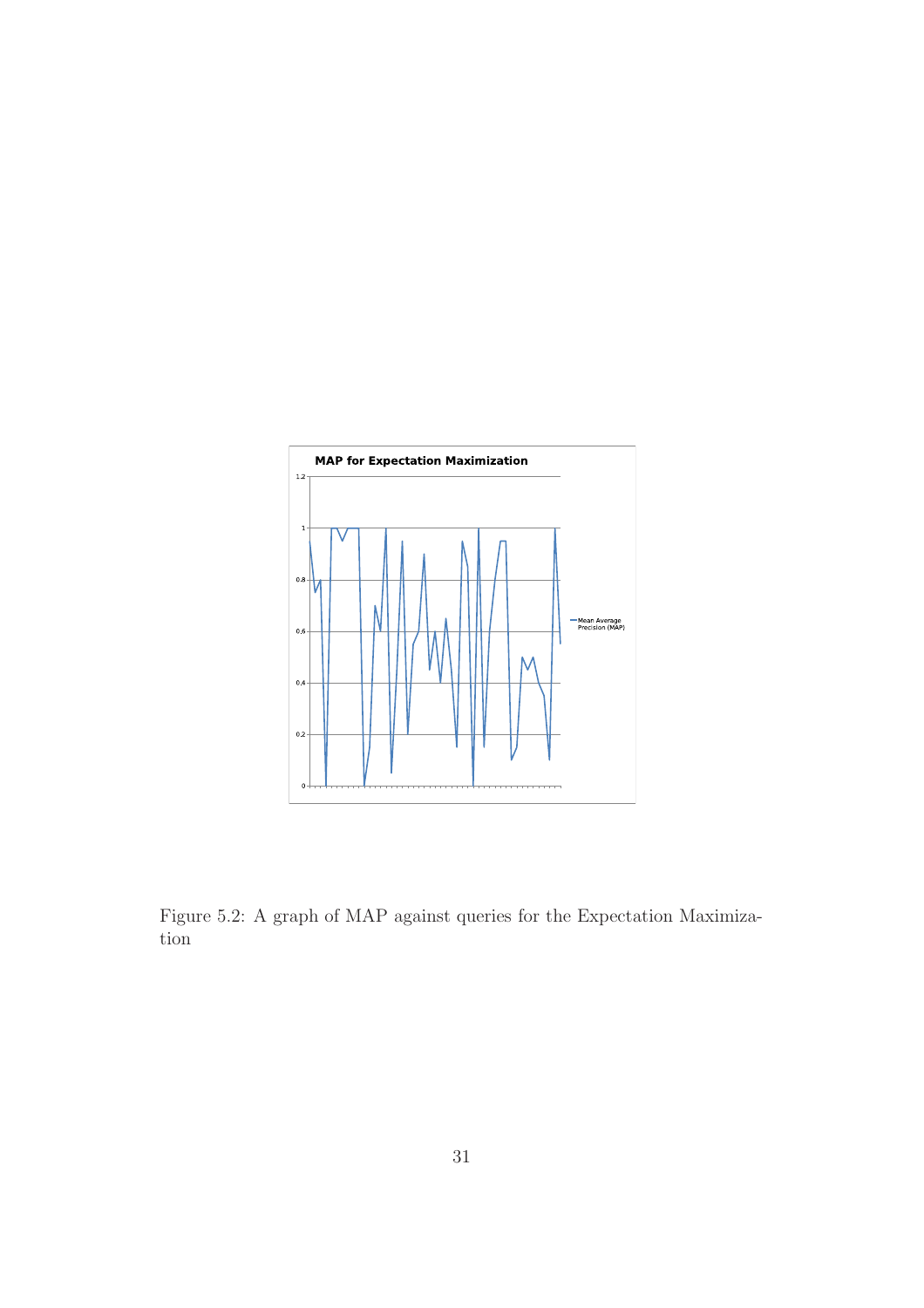Figure 5.2: A graph of MAP against queries for the Expectation Maximization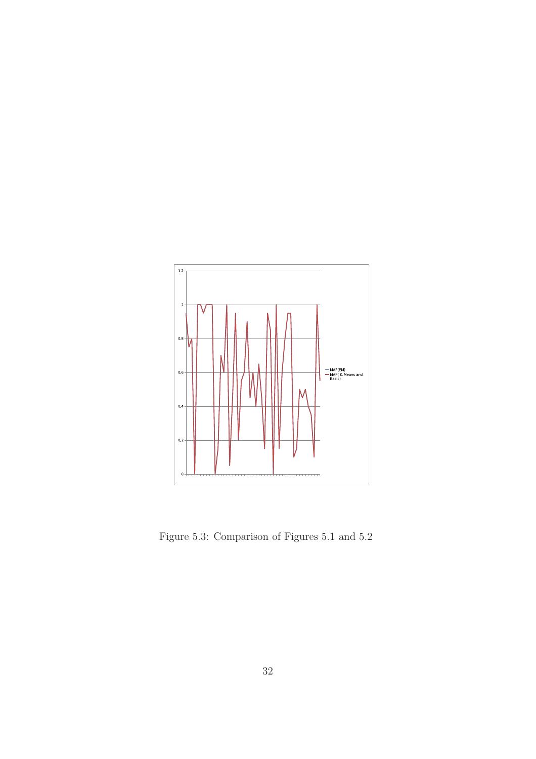Figure 5.3: Comparison of Figures 5.1 and 5.2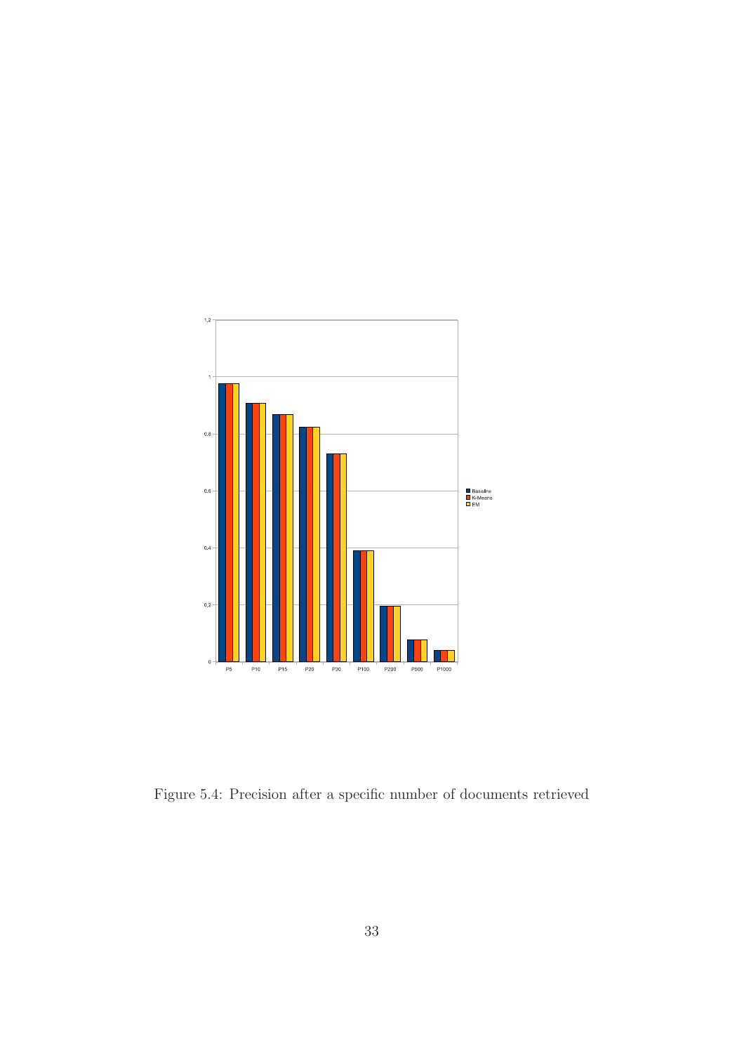Figure 5.4: Precision after a specific number of documents retrieved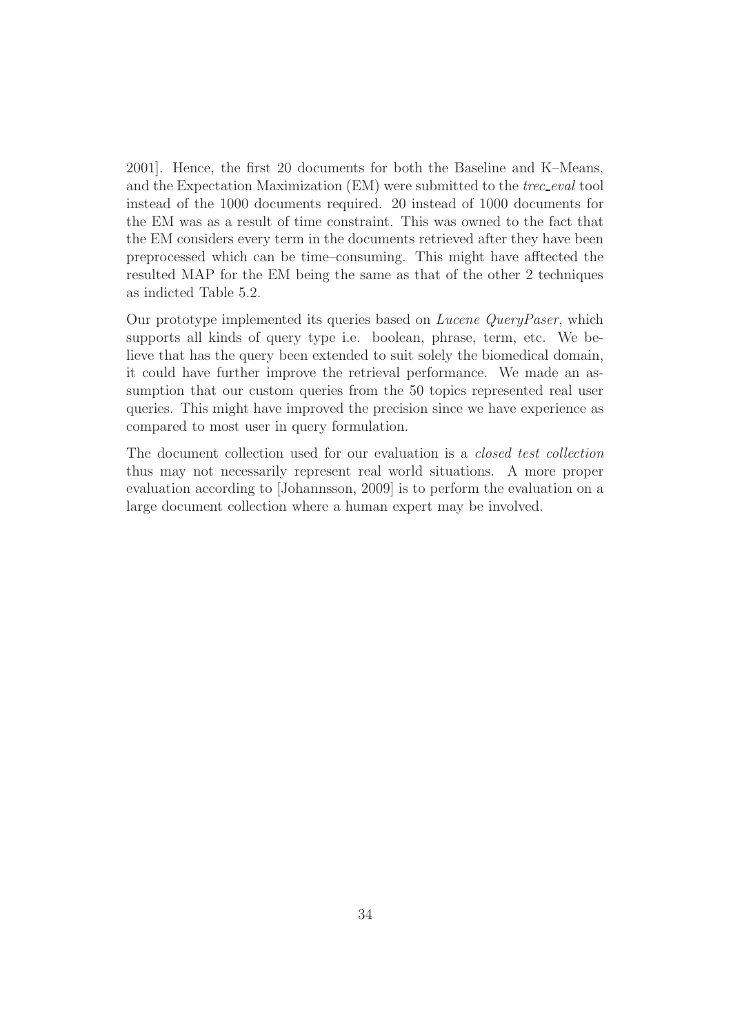2001]. Hence, the first 20 documents for both the Baseline and K–Means, and the Expectation Maximization (EM) were submitted to the *trec_eval* tool instead of the 1000 documents required. 20 instead of 1000 documents for the EM was as a result of time constraint. This was owned to the fact that the EM considers every term in the documents retrieved after they have been preprocessed which can be time–consuming. This might have afftected the resulted MAP for the EM being the same as that of the other 2 techniques as indicted Table 5.2.

Our prototype implemented its queries based on *Lucene QueryPaser*, which supports all kinds of query type i.e. boolean, phrase, term, etc. We believe that has the query been extended to suit solely the biomedical domain, it could have further improve the retrieval performance. We made an assumption that our custom queries from the 50 topics represented real user queries. This might have improved the precision since we have experience as compared to most user in query formulation.

The document collection used for our evaluation is a *closed test collection* thus may not necessarily represent real world situations. A more proper evaluation according to [Johannsson, 2009] is to perform the evaluation on a large document collection where a human expert may be involved.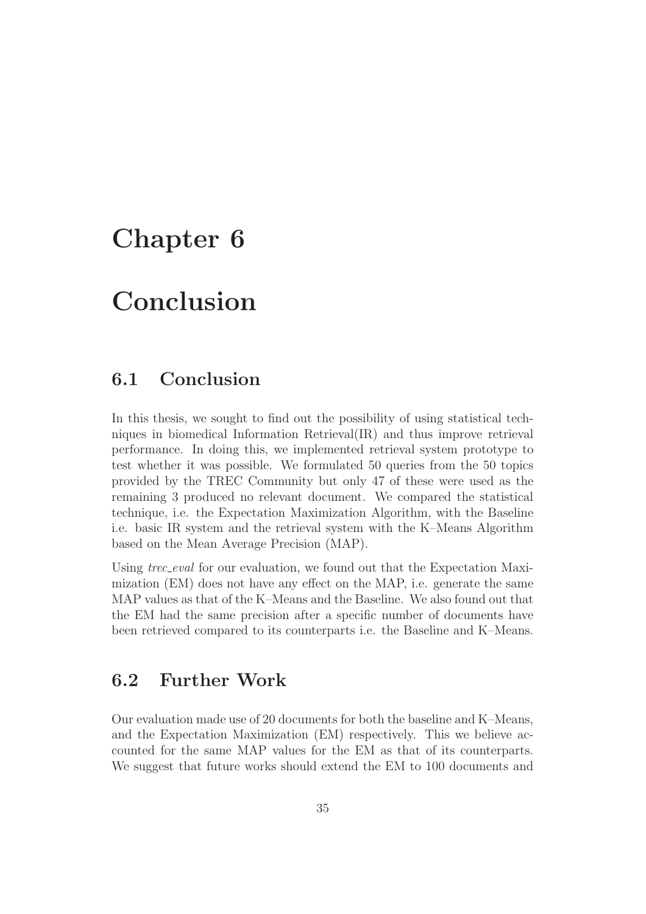# Chapter 6

# Conclusion

## 6.1 Conclusion

In this thesis, we sought to find out the possibility of using statistical techniques in biomedical Information Retrieval(IR) and thus improve retrieval performance. In doing this, we implemented retrieval system prototype to test whether it was possible. We formulated 50 queries from the 50 topics provided by the TREC Community but only 47 of these were used as the remaining 3 produced no relevant document. We compared the statistical technique, i.e. the Expectation Maximization Algorithm, with the Baseline i.e. basic IR system and the retrieval system with the K–Means Algorithm based on the Mean Average Precision (MAP).

Using *trec_eval* for our evaluation, we found out that the Expectation Maximization (EM) does not have any effect on the MAP, i.e. generate the same MAP values as that of the K–Means and the Baseline. We also found out that the EM had the same precision after a specific number of documents have been retrieved compared to its counterparts i.e. the Baseline and K–Means.

## 6.2 Further Work

Our evaluation made use of 20 documents for both the baseline and K–Means, and the Expectation Maximization (EM) respectively. This we believe accounted for the same MAP values for the EM as that of its counterparts. We suggest that future works should extend the EM to 100 documents and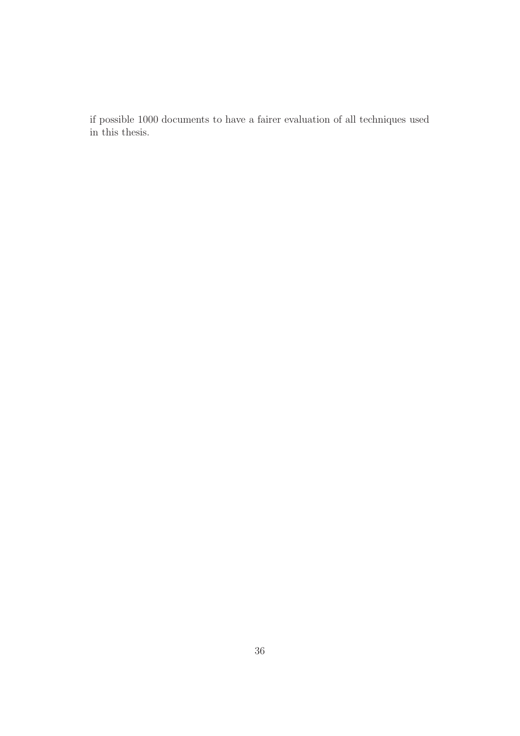if possible 1000 documents to have a fairer evaluation of all techniques used in this thesis.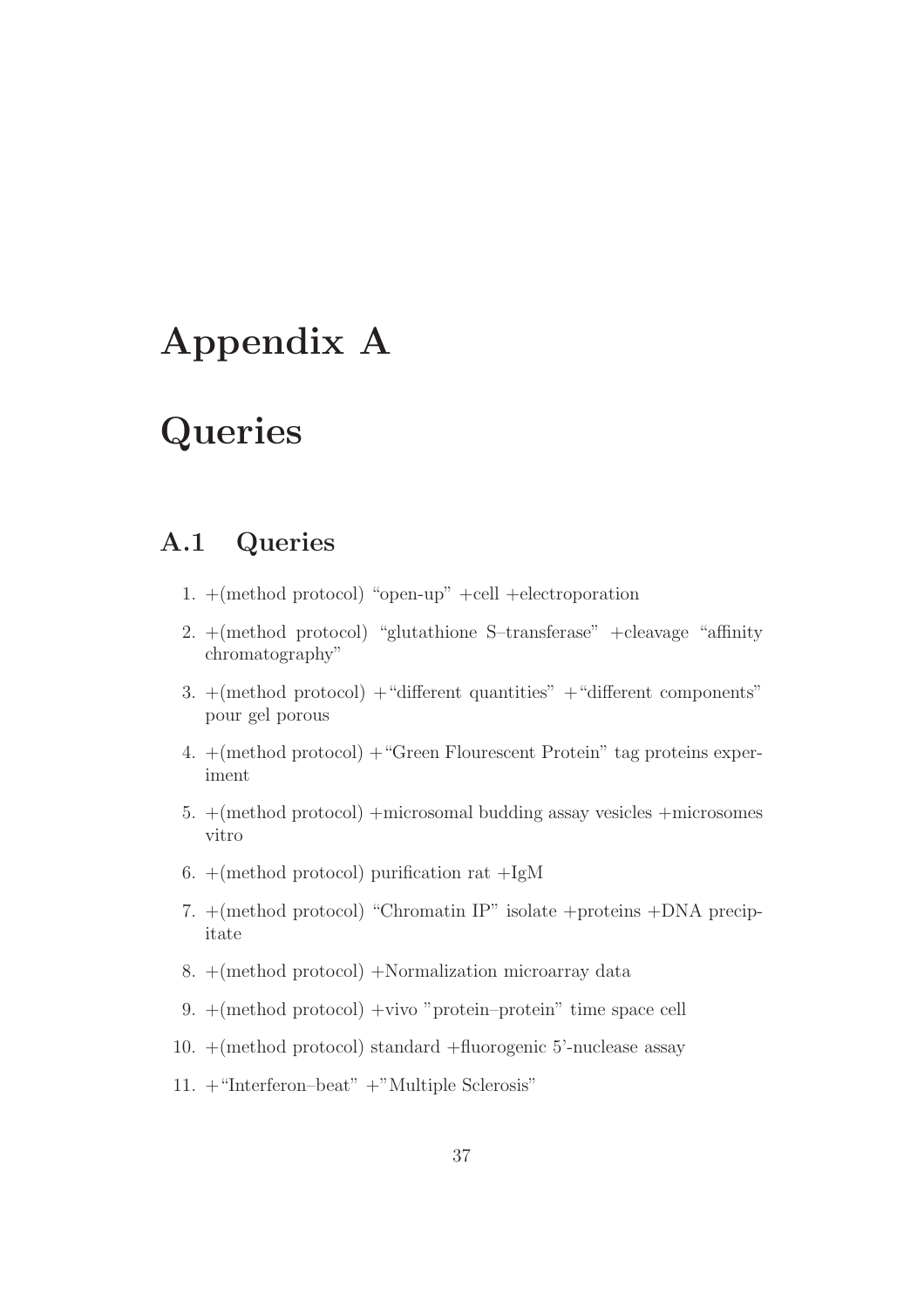# Appendix A

# Queries

## A.1 Queries

1. +(method protocol) “open-up” +cell +electroporation
2. +(method protocol) “glutathione S–transferase” +cleavage “affinity chromatography”
3. +(method protocol) +“different quantities” +“different components” pour gel porous
4. +(method protocol) +“Green Flourescent Protein” tag proteins experiment
5. +(method protocol) +microsomal budding assay vesicles +microsomes vitro
6. +(method protocol) purification rat +IgM
7. +(method protocol) “Chromatin IP” isolate +proteins +DNA precipitate
8. +(method protocol) +Normalization microarray data
9. +(method protocol) +vivo ”protein–protein” time space cell
10. +(method protocol) standard +fluorogenic 5’-nuclease assay
11. +“Interferon–beat” +”Multiple Sclerosis”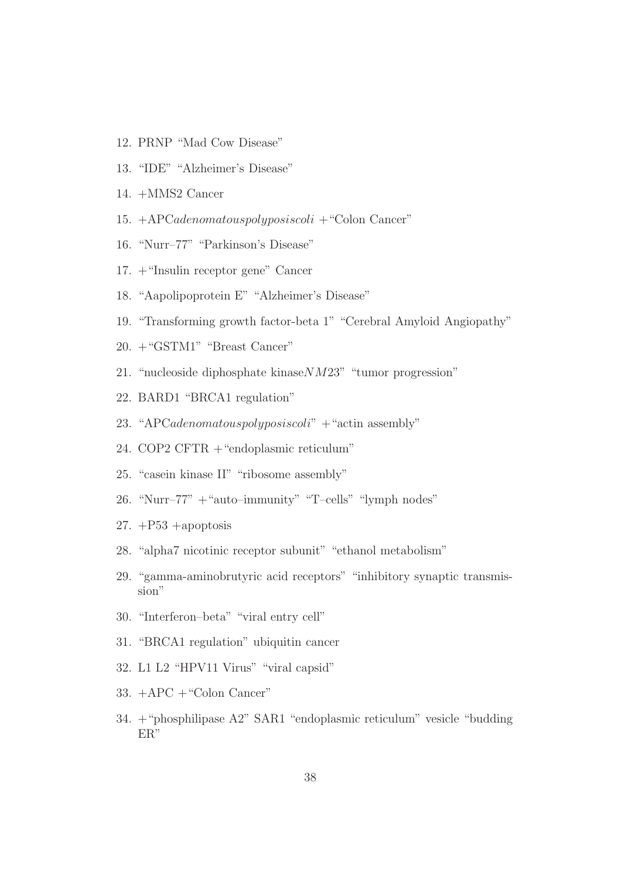12. PRNP “Mad Cow Disease”
13. “IDE” “Alzheimer’s Disease”
14. +MMS2 Cancer
15. +APC*adenomatouspolyposiscoli* +“Colon Cancer”
16. “Nurr–77” “Parkinson’s Disease”
17. +“Insulin receptor gene” Cancer
18. “Aapolipoprotein E” “Alzheimer’s Disease”
19. “Transforming growth factor-beta 1” “Cerebral Amyloid Angiopathy”
20. +“GSTM1” “Breast Cancer”
21. “nucleoside diphosphate kinase$NM23$” “tumor progression”
22. BARD1 “BRCA1 regulation”
23. “APC*adenomatouspolyposiscoli*” +“actin assembly”
24. COP2 CFTR +“endoplasmic reticulum”
25. “casein kinase II” “ribosome assembly”
26. “Nurr–77” +“auto–immunity” “T–cells” “lymph nodes”
27. +P53 +apoptosis
28. “alpha7 nicotinic receptor subunit” “ethanol metabolism”
29. “gamma-aminobrutyric acid receptors” “inhibitory synaptic transmission”
30. “Interferon–beta” “viral entry cell”
31. “BRCA1 regulation” ubiquitin cancer
32. L1 L2 “HPV11 Virus” “viral capsid”
33. +APC +“Colon Cancer”
34. +“phosphilipase A2” SAR1 “endoplasmic reticulum” vesicle “budding ER”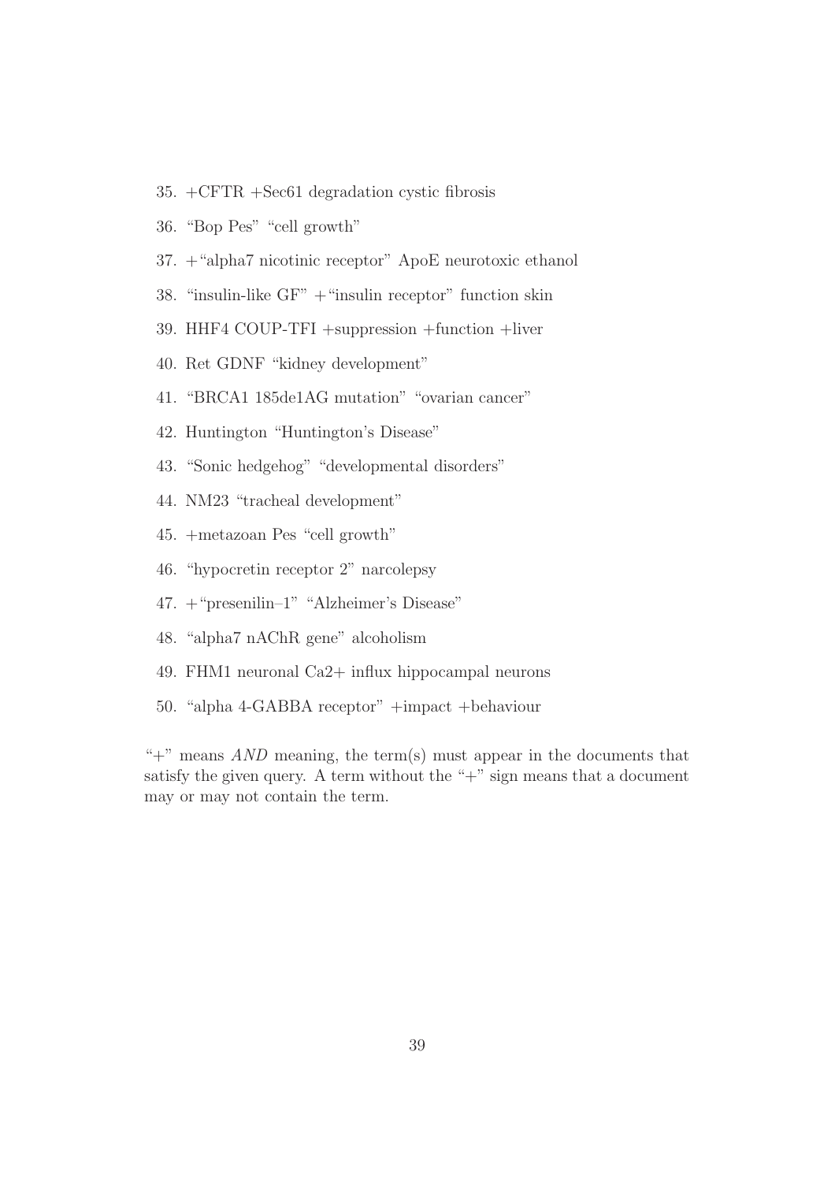35. +CFTR +Sec61 degradation cystic fibrosis
36. "Bop Pes" "cell growth"
37. +"alpha7 nicotinic receptor" ApoE neurotoxic ethanol
38. "insulin-like GF" +"insulin receptor" function skin
39. HHF4 COUP-TFI +suppression +function +liver
40. Ret GDNF "kidney development"
41. "BRCA1 185de1AG mutation" "ovarian cancer"
42. Huntington "Huntington's Disease"
43. "Sonic hedgehog" "developmental disorders"
44. NM23 "tracheal development"
45. +metazoan Pes "cell growth"
46. "hypocretin receptor 2" narcolepsy
47. +"presenilin–1" "Alzheimer's Disease"
48. "alpha7 nAChR gene" alcoholism
49. FHM1 neuronal Ca2+ influx hippocampal neurons
50. "alpha 4-GABBA receptor" +impact +behaviour

"+" means *AND* meaning, the term(s) must appear in the documents that satisfy the given query. A term without the "+" sign means that a document may or may not contain the term.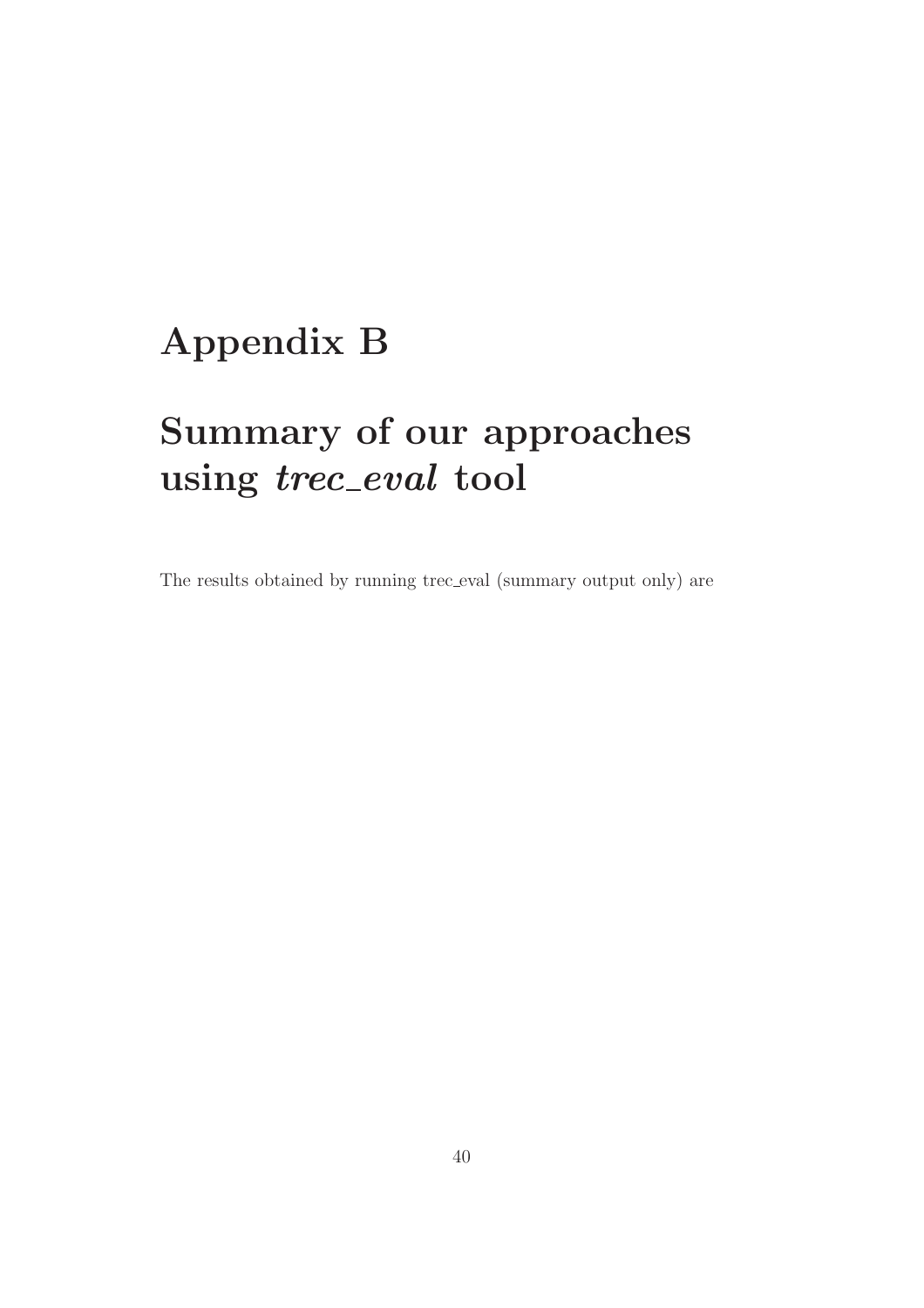# Appendix B

# Summary of our approaches using *trec_eval* tool

The results obtained by running trec_eval (summary output only) are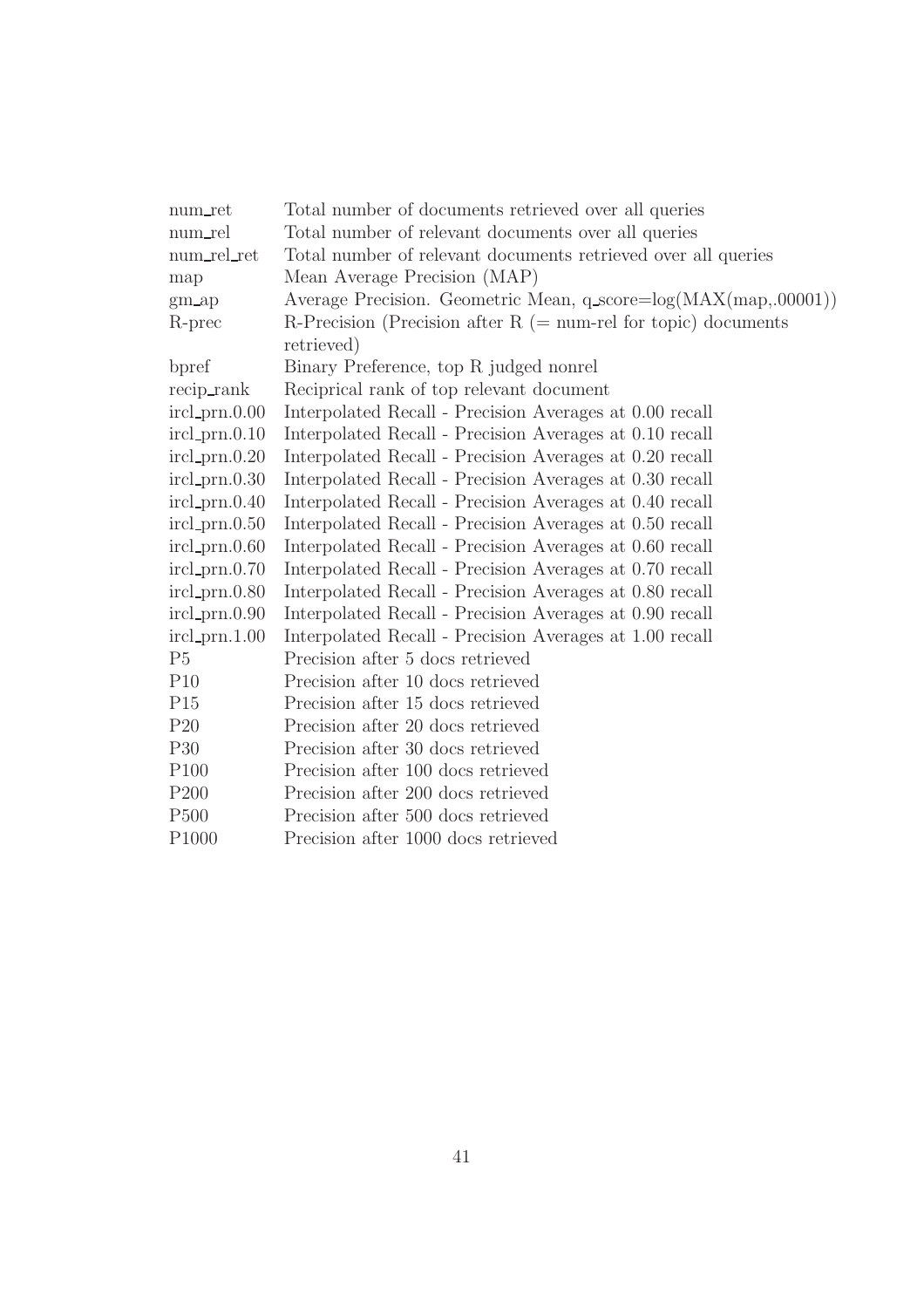| | |
|---|---|
| num_ret | Total number of documents retrieved over all queries |
| num_rel | Total number of relevant documents over all queries |
| num_rel_ret | Total number of relevant documents retrieved over all queries |
| map | Mean Average Precision (MAP) |
| gm_ap | Average Precision. Geometric Mean, q_score=log(MAX(map,.00001)) |
| R-prec | R-Precision (Precision after R (= num-rel for topic) documents retrieved) |
| bpref | Binary Preference, top R judged nonrel |
| recip_rank | Reciprical rank of top relevant document |
| ircl_prn.0.00 | Interpolated Recall - Precision Averages at 0.00 recall |
| ircl_prn.0.10 | Interpolated Recall - Precision Averages at 0.10 recall |
| ircl_prn.0.20 | Interpolated Recall - Precision Averages at 0.20 recall |
| ircl_prn.0.30 | Interpolated Recall - Precision Averages at 0.30 recall |
| ircl_prn.0.40 | Interpolated Recall - Precision Averages at 0.40 recall |
| ircl_prn.0.50 | Interpolated Recall - Precision Averages at 0.50 recall |
| ircl_prn.0.60 | Interpolated Recall - Precision Averages at 0.60 recall |
| ircl_prn.0.70 | Interpolated Recall - Precision Averages at 0.70 recall |
| ircl_prn.0.80 | Interpolated Recall - Precision Averages at 0.80 recall |
| ircl_prn.0.90 | Interpolated Recall - Precision Averages at 0.90 recall |
| ircl_prn.1.00 | Interpolated Recall - Precision Averages at 1.00 recall |
| P5 | Precision after 5 docs retrieved |
| P10 | Precision after 10 docs retrieved |
| P15 | Precision after 15 docs retrieved |
| P20 | Precision after 20 docs retrieved |
| P30 | Precision after 30 docs retrieved |
| P100 | Precision after 100 docs retrieved |
| P200 | Precision after 200 docs retrieved |
| P500 | Precision after 500 docs retrieved |
| P1000 | Precision after 1000 docs retrieved |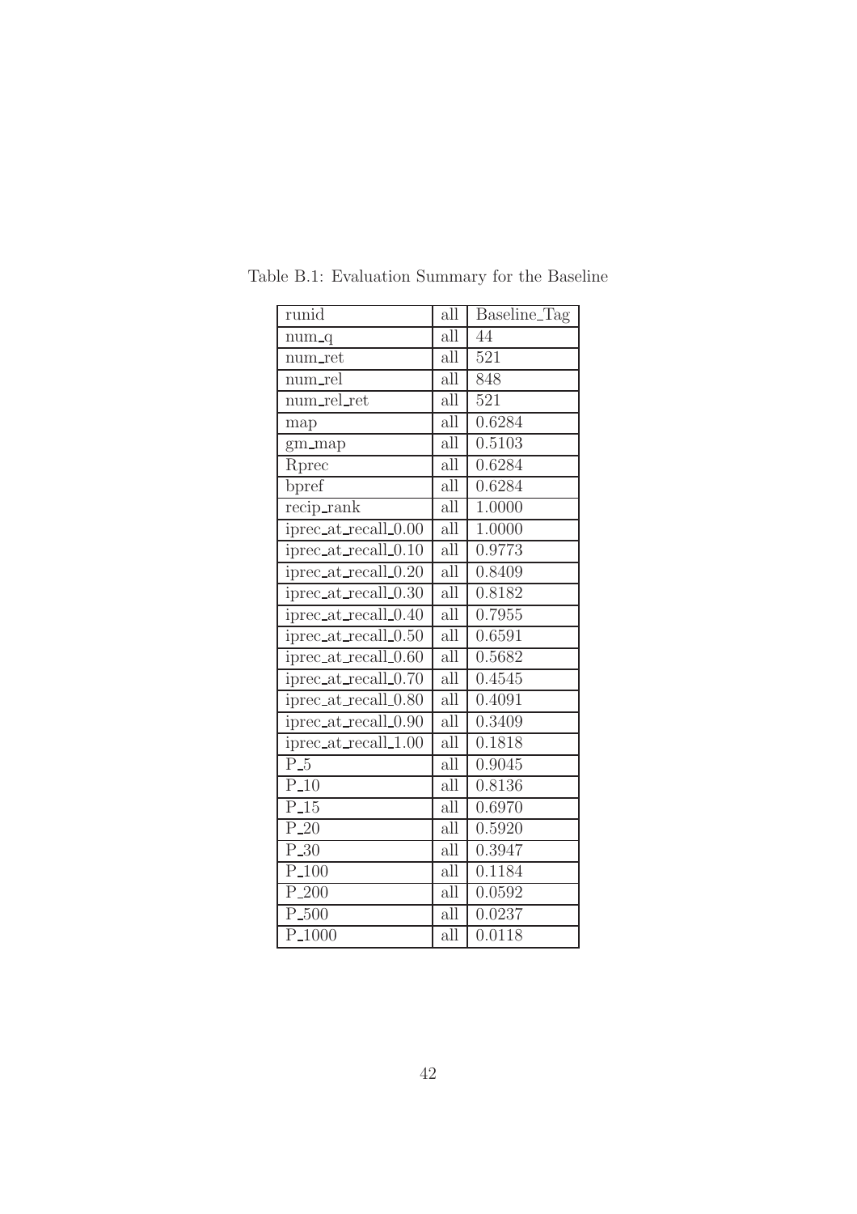Table B.1: Evaluation Summary for the Baseline

| runid | all | Baseline_Tag |
|---|---|---|
| num_q | all | 44 |
| num_ret | all | 521 |
| num_rel | all | 848 |
| num_rel_ret | all | 521 |
| map | all | 0.6284 |
| gm_map | all | 0.5103 |
| Rprec | all | 0.6284 |
| bpref | all | 0.6284 |
| recip_rank | all | 1.0000 |
| iprec_at_recall_0.00 | all | 1.0000 |
| iprec_at_recall_0.10 | all | 0.9773 |
| iprec_at_recall_0.20 | all | 0.8409 |
| iprec_at_recall_0.30 | all | 0.8182 |
| iprec_at_recall_0.40 | all | 0.7955 |
| iprec_at_recall_0.50 | all | 0.6591 |
| iprec_at_recall_0.60 | all | 0.5682 |
| iprec_at_recall_0.70 | all | 0.4545 |
| iprec_at_recall_0.80 | all | 0.4091 |
| iprec_at_recall_0.90 | all | 0.3409 |
| iprec_at_recall_1.00 | all | 0.1818 |
| P_5 | all | 0.9045 |
| P_10 | all | 0.8136 |
| P_15 | all | 0.6970 |
| P_20 | all | 0.5920 |
| P_30 | all | 0.3947 |
| P_100 | all | 0.1184 |
| P_200 | all | 0.0592 |
| P_500 | all | 0.0237 |
| P_1000 | all | 0.0118 |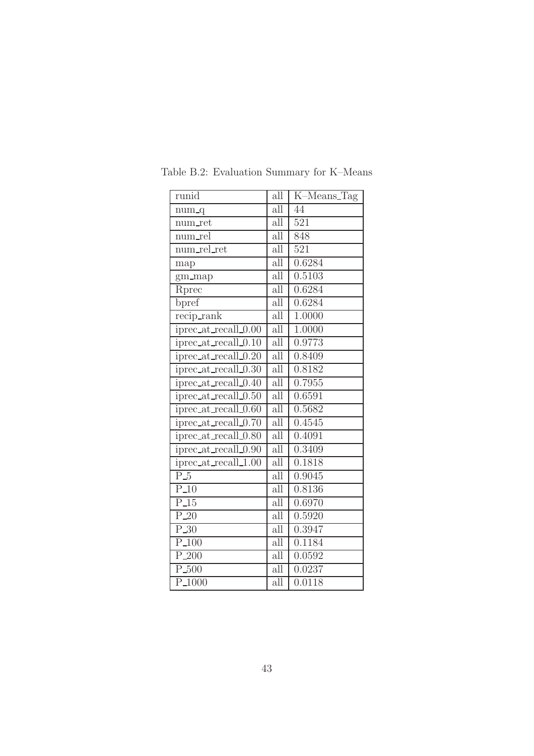Table B.2: Evaluation Summary for K–Means

| runid | all | K–Means_Tag |
|---|---|---|
| num_q | all | 44 |
| num_ret | all | 521 |
| num_rel | all | 848 |
| num_rel_ret | all | 521 |
| map | all | 0.6284 |
| gm_map | all | 0.5103 |
| Rprec | all | 0.6284 |
| bpref | all | 0.6284 |
| recip_rank | all | 1.0000 |
| iprec_at_recall_0.00 | all | 1.0000 |
| iprec_at_recall_0.10 | all | 0.9773 |
| iprec_at_recall_0.20 | all | 0.8409 |
| iprec_at_recall_0.30 | all | 0.8182 |
| iprec_at_recall_0.40 | all | 0.7955 |
| iprec_at_recall_0.50 | all | 0.6591 |
| iprec_at_recall_0.60 | all | 0.5682 |
| iprec_at_recall_0.70 | all | 0.4545 |
| iprec_at_recall_0.80 | all | 0.4091 |
| iprec_at_recall_0.90 | all | 0.3409 |
| iprec_at_recall_1.00 | all | 0.1818 |
| P_5 | all | 0.9045 |
| P_10 | all | 0.8136 |
| P_15 | all | 0.6970 |
| P_20 | all | 0.5920 |
| P_30 | all | 0.3947 |
| P_100 | all | 0.1184 |
| P_200 | all | 0.0592 |
| P_500 | all | 0.0237 |
| P_1000 | all | 0.0118 |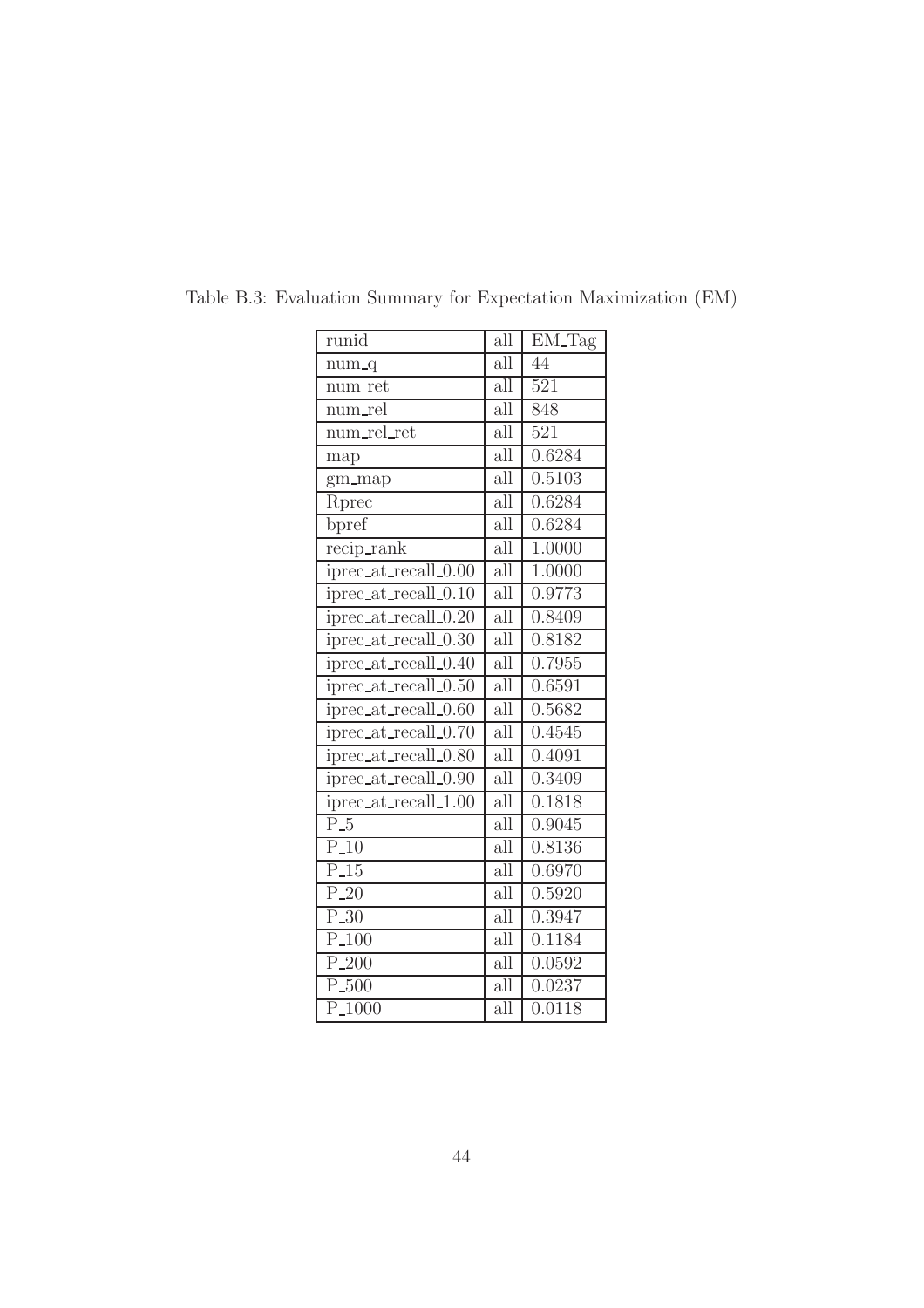Table B.3: Evaluation Summary for Expectation Maximization (EM)

| runid | all | EM_Tag |
|---|---|---|
| num_q | all | 44 |
| num_ret | all | 521 |
| num_rel | all | 848 |
| num_rel_ret | all | 521 |
| map | all | 0.6284 |
| gm_map | all | 0.5103 |
| Rprec | all | 0.6284 |
| bpref | all | 0.6284 |
| recip_rank | all | 1.0000 |
| iprec_at_recall_0.00 | all | 1.0000 |
| iprec_at_recall_0.10 | all | 0.9773 |
| iprec_at_recall_0.20 | all | 0.8409 |
| iprec_at_recall_0.30 | all | 0.8182 |
| iprec_at_recall_0.40 | all | 0.7955 |
| iprec_at_recall_0.50 | all | 0.6591 |
| iprec_at_recall_0.60 | all | 0.5682 |
| iprec_at_recall_0.70 | all | 0.4545 |
| iprec_at_recall_0.80 | all | 0.4091 |
| iprec_at_recall_0.90 | all | 0.3409 |
| iprec_at_recall_1.00 | all | 0.1818 |
| P_5 | all | 0.9045 |
| P_10 | all | 0.8136 |
| P_15 | all | 0.6970 |
| P_20 | all | 0.5920 |
| P_30 | all | 0.3947 |
| P_100 | all | 0.1184 |
| P_200 | all | 0.0592 |
| P_500 | all | 0.0237 |
| P_1000 | all | 0.0118 |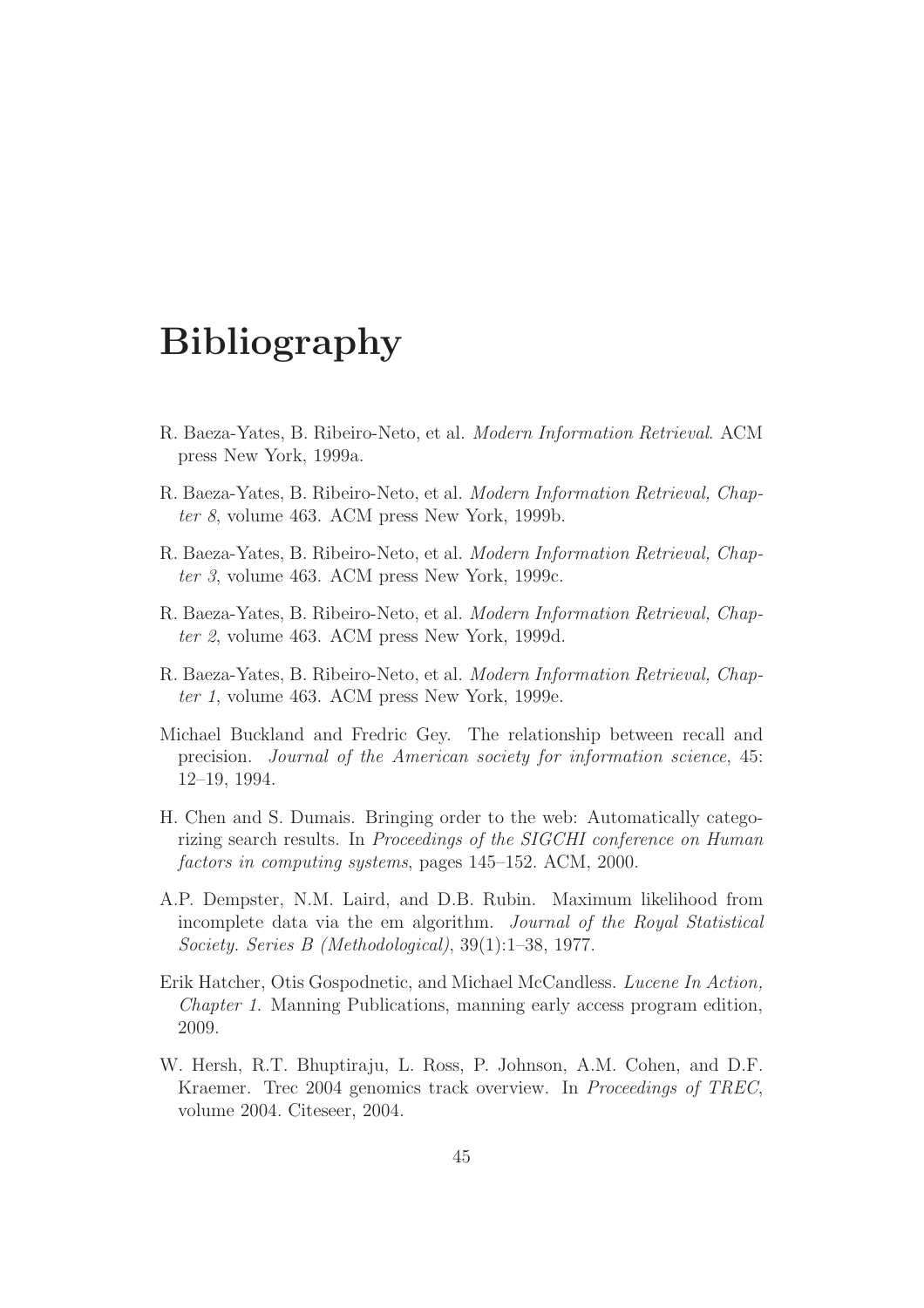# Bibliography

R. Baeza-Yates, B. Ribeiro-Neto, et al. *Modern Information Retrieval*. ACM press New York, 1999a.

R. Baeza-Yates, B. Ribeiro-Neto, et al. *Modern Information Retrieval, Chapter 8*, volume 463. ACM press New York, 1999b.

R. Baeza-Yates, B. Ribeiro-Neto, et al. *Modern Information Retrieval, Chapter 3*, volume 463. ACM press New York, 1999c.

R. Baeza-Yates, B. Ribeiro-Neto, et al. *Modern Information Retrieval, Chapter 2*, volume 463. ACM press New York, 1999d.

R. Baeza-Yates, B. Ribeiro-Neto, et al. *Modern Information Retrieval, Chapter 1*, volume 463. ACM press New York, 1999e.

Michael Buckland and Fredric Gey. The relationship between recall and precision. *Journal of the American society for information science*, 45: 12–19, 1994.

H. Chen and S. Dumais. Bringing order to the web: Automatically categorizing search results. In *Proceedings of the SIGCHI conference on Human factors in computing systems*, pages 145–152. ACM, 2000.

A.P. Dempster, N.M. Laird, and D.B. Rubin. Maximum likelihood from incomplete data via the em algorithm. *Journal of the Royal Statistical Society. Series B (Methodological)*, 39(1):1–38, 1977.

Erik Hatcher, Otis Gospodnetic, and Michael McCandless. *Lucene In Action, Chapter 1*. Manning Publications, manning early access program edition, 2009.

W. Hersh, R.T. Bhuptiraju, L. Ross, P. Johnson, A.M. Cohen, and D.F. Kraemer. Trec 2004 genomics track overview. In *Proceedings of TREC*, volume 2004. Citeseer, 2004.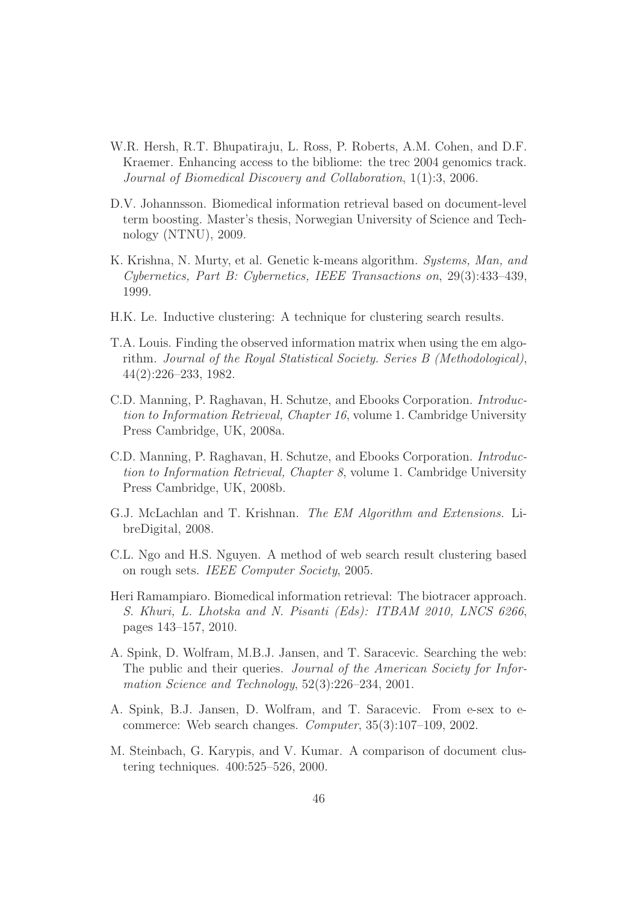W.R. Hersh, R.T. Bhupatiraju, L. Ross, P. Roberts, A.M. Cohen, and D.F. Kraemer. Enhancing access to the bibliome: the trec 2004 genomics track. *Journal of Biomedical Discovery and Collaboration*, 1(1):3, 2006.

D.V. Johannsson. Biomedical information retrieval based on document-level term boosting. Master's thesis, Norwegian University of Science and Technology (NTNU), 2009.

K. Krishna, N. Murty, et al. Genetic k-means algorithm. *Systems, Man, and Cybernetics, Part B: Cybernetics, IEEE Transactions on*, 29(3):433–439, 1999.

H.K. Le. Inductive clustering: A technique for clustering search results.

T.A. Louis. Finding the observed information matrix when using the em algorithm. *Journal of the Royal Statistical Society. Series B (Methodological)*, 44(2):226–233, 1982.

C.D. Manning, P. Raghavan, H. Schutze, and Ebooks Corporation. *Introduction to Information Retrieval, Chapter 16*, volume 1. Cambridge University Press Cambridge, UK, 2008a.

C.D. Manning, P. Raghavan, H. Schutze, and Ebooks Corporation. *Introduction to Information Retrieval, Chapter 8*, volume 1. Cambridge University Press Cambridge, UK, 2008b.

G.J. McLachlan and T. Krishnan. *The EM Algorithm and Extensions*. LibreDigital, 2008.

C.L. Ngo and H.S. Nguyen. A method of web search result clustering based on rough sets. *IEEE Computer Society*, 2005.

Heri Ramampiaro. Biomedical information retrieval: The biotracer approach. *S. Khuri, L. Lhotska and N. Pisanti (Eds): ITBAM 2010, LNCS 6266*, pages 143–157, 2010.

A. Spink, D. Wolfram, M.B.J. Jansen, and T. Saracevic. Searching the web: The public and their queries. *Journal of the American Society for Information Science and Technology*, 52(3):226–234, 2001.

A. Spink, B.J. Jansen, D. Wolfram, and T. Saracevic. From e-sex to e-commerce: Web search changes. *Computer*, 35(3):107–109, 2002.

M. Steinbach, G. Karypis, and V. Kumar. A comparison of document clustering techniques. 400:525–526, 2000.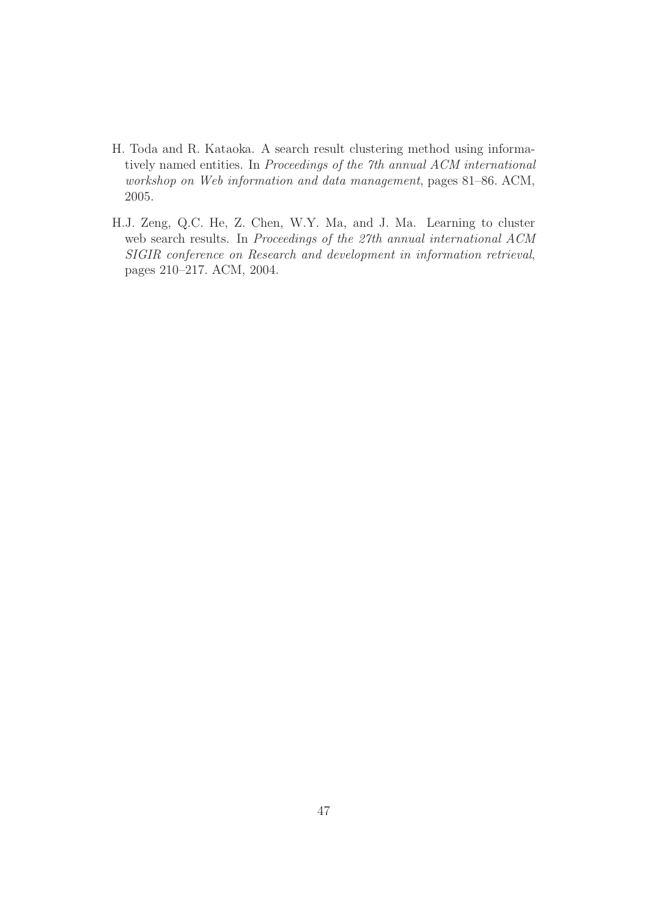H. Toda and R. Kataoka. A search result clustering method using informatively named entities. In *Proceedings of the 7th annual ACM international workshop on Web information and data management*, pages 81–86. ACM, 2005.

H.J. Zeng, Q.C. He, Z. Chen, W.Y. Ma, and J. Ma. Learning to cluster web search results. In *Proceedings of the 27th annual international ACM SIGIR conference on Research and development in information retrieval*, pages 210–217. ACM, 2004.